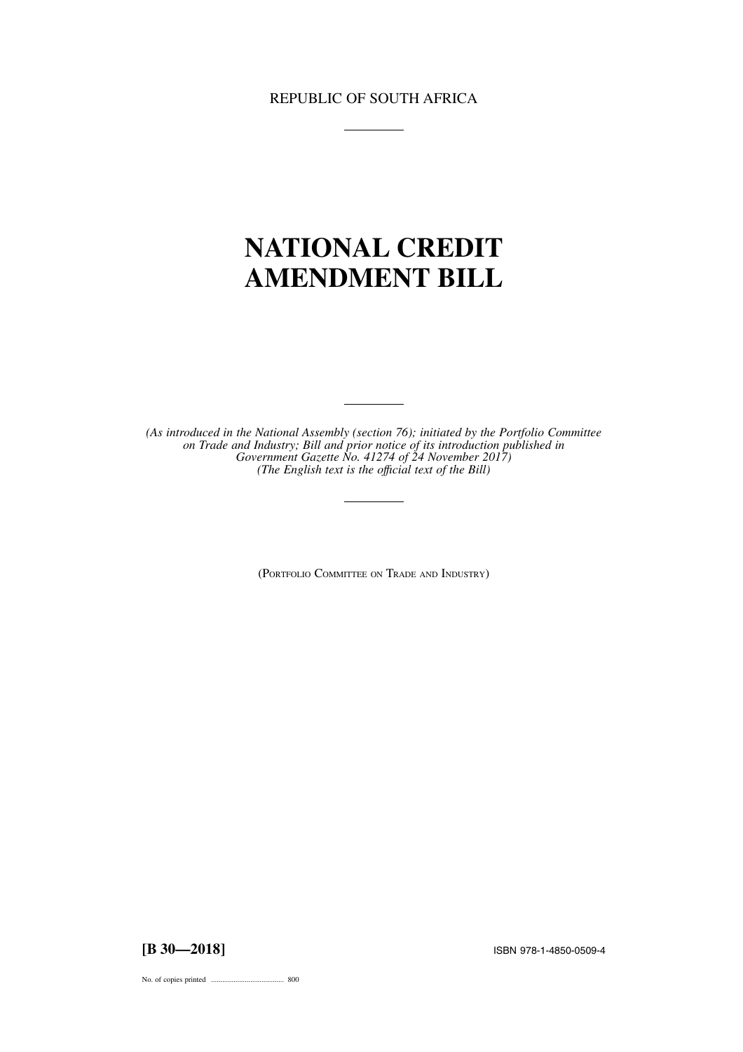REPUBLIC OF SOUTH AFRICA

# NATIONAL CREDIT AMENDMENT BILL

*(As introduced in the National Assembly (section 76); initiated by the Portfolio Committee on Trade and Industry; Bill and prior notice of its introduction published in Government Gazette No. 41274 of 24 November 2017)*
*(The English text is the official text of the Bill)*

(PORTFOLIO COMMITTEE ON TRADE AND INDUSTRY)

**[B 30—2018]** ISBN 978-1-4850-0509-4

No. of copies printed ....................................... 800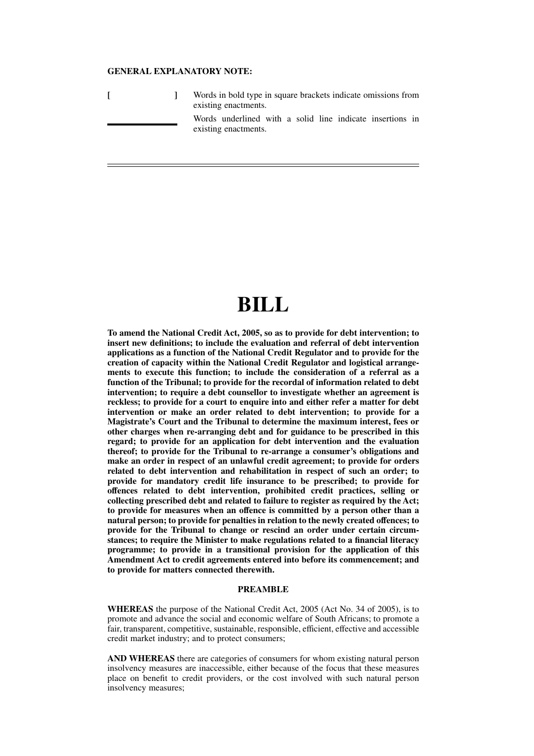**GENERAL EXPLANATORY NOTE:**

| | |
|---|---|
| [ ] | Words in bold type in square brackets indicate omissions from existing enactments. |
| ________ | Words underlined with a solid line indicate insertions in existing enactments. |

---

# BILL

**To amend the National Credit Act, 2005, so as to provide for debt intervention; to insert new definitions; to include the evaluation and referral of debt intervention applications as a function of the National Credit Regulator and to provide for the creation of capacity within the National Credit Regulator and logistical arrangements to execute this function; to include the consideration of a referral as a function of the Tribunal; to provide for the recordal of information related to debt intervention; to require a debt counsellor to investigate whether an agreement is reckless; to provide for a court to enquire into and either refer a matter for debt intervention or make an order related to debt intervention; to provide for a Magistrate's Court and the Tribunal to determine the maximum interest, fees or other charges when re-arranging debt and for guidance to be prescribed in this regard; to provide for an application for debt intervention and the evaluation thereof; to provide for the Tribunal to re-arrange a consumer's obligations and make an order in respect of an unlawful credit agreement; to provide for orders related to debt intervention and rehabilitation in respect of such an order; to provide for mandatory credit life insurance to be prescribed; to provide for offences related to debt intervention, prohibited credit practices, selling or collecting prescribed debt and related to failure to register as required by the Act; to provide for measures when an offence is committed by a person other than a natural person; to provide for penalties in relation to the newly created offences; to provide for the Tribunal to change or rescind an order under certain circumstances; to require the Minister to make regulations related to a financial literacy programme; to provide in a transitional provision for the application of this Amendment Act to credit agreements entered into before its commencement; and to provide for matters connected therewith.**

## PREAMBLE

**WHEREAS** the purpose of the National Credit Act, 2005 (Act No. 34 of 2005), is to promote and advance the social and economic welfare of South Africans; to promote a fair, transparent, competitive, sustainable, responsible, efficient, effective and accessible credit market industry; and to protect consumers;

**AND WHEREAS** there are categories of consumers for whom existing natural person insolvency measures are inaccessible, either because of the focus that these measures place on benefit to credit providers, or the cost involved with such natural person insolvency measures;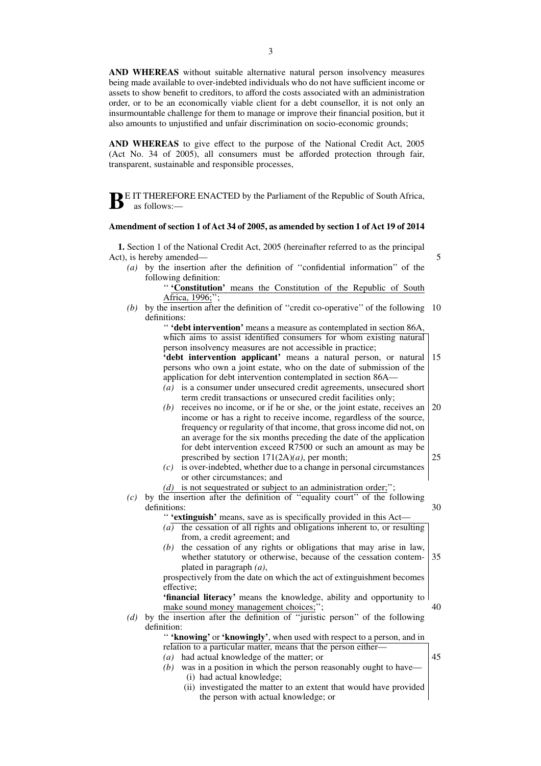**AND WHEREAS** without suitable alternative natural person insolvency measures being made available to over-indebted individuals who do not have sufficient income or assets to show benefit to creditors, to afford the costs associated with an administration order, or to be an economically viable client for a debt counsellor, it is not only an insurmountable challenge for them to manage or improve their financial position, but it also amounts to unjustified and unfair discrimination on socio-economic grounds;

**AND WHEREAS** to give effect to the purpose of the National Credit Act, 2005 (Act No. 34 of 2005), all consumers must be afforded protection through fair, transparent, sustainable and responsible processes,

**BE IT THEREFORE ENACTED** by the Parliament of the Republic of South Africa, as follows:—

**Amendment of section 1 of Act 34 of 2005, as amended by section 1 of Act 19 of 2014**

**1.** Section 1 of the National Credit Act, 2005 (hereinafter referred to as the principal Act), is hereby amended—

*(a)* by the insertion after the definition of ''confidential information'' of the following definition:

'' **'Constitution'** means the Constitution of the Republic of South Africa, 1996;'';

*(b)* by the insertion after the definition of ''credit co-operative'' of the following definitions:

'' **'debt intervention'** means a measure as contemplated in section 86A, which aims to assist identified consumers for whom existing natural person insolvency measures are not accessible in practice;

**'debt intervention applicant'** means a natural person, or natural persons who own a joint estate, who on the date of submission of the application for debt intervention contemplated in section 86A—

*(a)* is a consumer under unsecured credit agreements, unsecured short term credit transactions or unsecured credit facilities only;

*(b)* receives no income, or if he or she, or the joint estate, receives an income or has a right to receive income, regardless of the source, frequency or regularity of that income, that gross income did not, on an average for the six months preceding the date of the application for debt intervention exceed R7500 or such an amount as may be prescribed by section 171(2A)*(a)*, per month;

*(c)* is over-indebted, whether due to a change in personal circumstances or other circumstances; and

*(d)* is not sequestrated or subject to an administration order;'';

*(c)* by the insertion after the definition of ''equality court'' of the following definitions:

'' **'extinguish'** means, save as is specifically provided in this Act—

*(a)* the cessation of all rights and obligations inherent to, or resulting from, a credit agreement; and

*(b)* the cessation of any rights or obligations that may arise in law, whether statutory or otherwise, because of the cessation contemplated in paragraph *(a)*,

prospectively from the date on which the act of extinguishment becomes effective;

**'financial literacy'** means the knowledge, ability and opportunity to make sound money management choices;'';

*(d)* by the insertion after the definition of ''juristic person'' of the following definition:

'' **'knowing'** or **'knowingly'**, when used with respect to a person, and in relation to a particular matter, means that the person either—

*(a)* had actual knowledge of the matter; or

*(b)* was in a position in which the person reasonably ought to have—

(i) had actual knowledge;

(ii) investigated the matter to an extent that would have provided the person with actual knowledge; or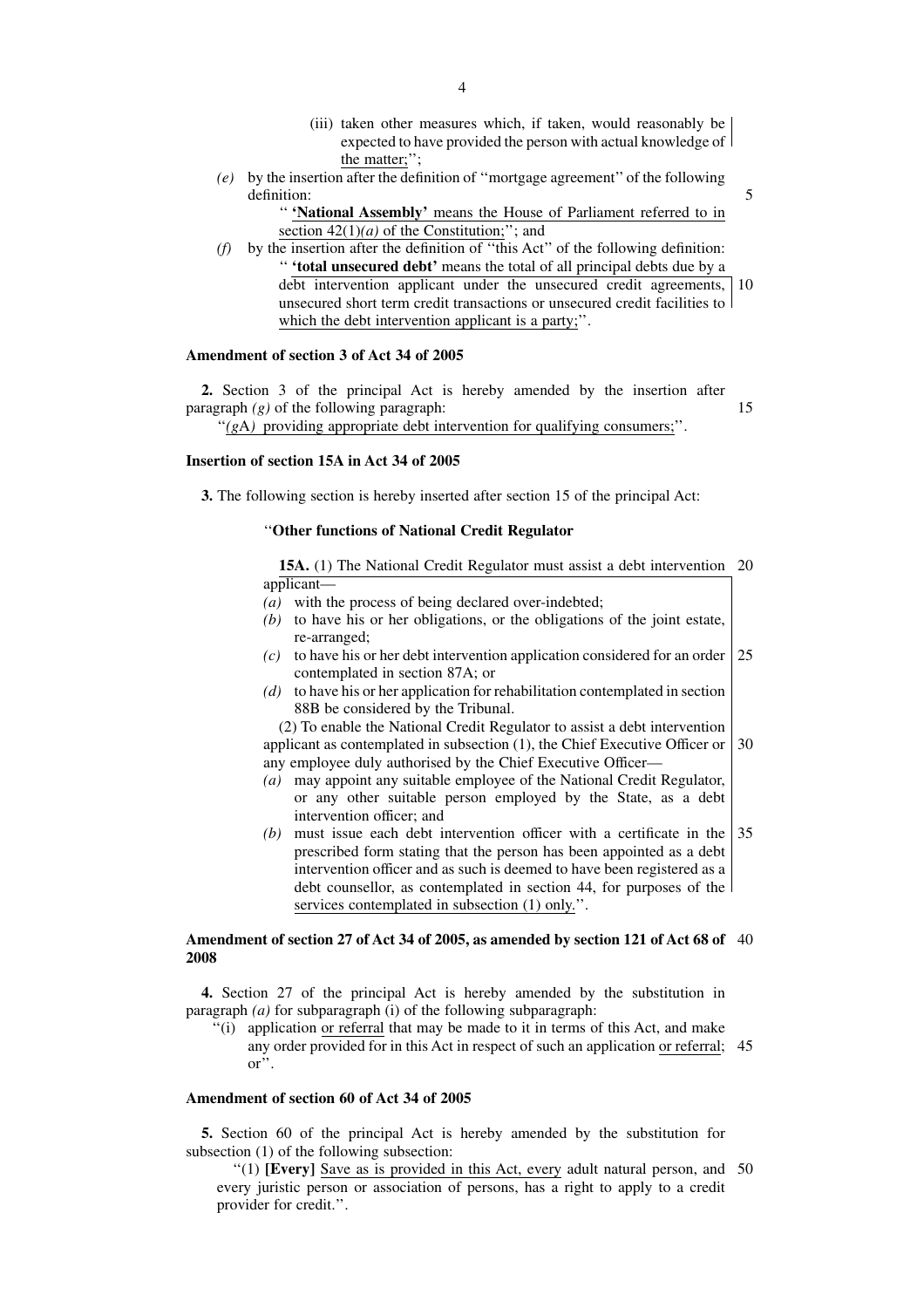(iii) taken other measures which, if taken, would reasonably be expected to have provided the person with actual knowledge of the matter;'';

*(e)* by the insertion after the definition of ''mortgage agreement'' of the following definition:

'' **'National Assembly'** means the House of Parliament referred to in section 42(1)*(a)* of the Constitution;''; and

*(f)* by the insertion after the definition of ''this Act'' of the following definition:

'' **'total unsecured debt'** means the total of all principal debts due by a debt intervention applicant under the unsecured credit agreements, unsecured short term credit transactions or unsecured credit facilities to which the debt intervention applicant is a party;''.

**Amendment of section 3 of Act 34 of 2005**

**2.** Section 3 of the principal Act is hereby amended by the insertion after paragraph *(g)* of the following paragraph:

''*(g*A*)* providing appropriate debt intervention for qualifying consumers;''.

**Insertion of section 15A in Act 34 of 2005**

**3.** The following section is hereby inserted after section 15 of the principal Act:

''**Other functions of National Credit Regulator**

**15A.** (1) The National Credit Regulator must assist a debt intervention applicant—

*(a)* with the process of being declared over-indebted;

*(b)* to have his or her obligations, or the obligations of the joint estate, re-arranged;

*(c)* to have his or her debt intervention application considered for an order contemplated in section 87A; or

*(d)* to have his or her application for rehabilitation contemplated in section 88B be considered by the Tribunal.

(2) To enable the National Credit Regulator to assist a debt intervention applicant as contemplated in subsection (1), the Chief Executive Officer or any employee duly authorised by the Chief Executive Officer—

*(a)* may appoint any suitable employee of the National Credit Regulator, or any other suitable person employed by the State, as a debt intervention officer; and

*(b)* must issue each debt intervention officer with a certificate in the prescribed form stating that the person has been appointed as a debt intervention officer and as such is deemed to have been registered as a debt counsellor, as contemplated in section 44, for purposes of the services contemplated in subsection (1) only.''.

**Amendment of section 27 of Act 34 of 2005, as amended by section 121 of Act 68 of 2008**

**4.** Section 27 of the principal Act is hereby amended by the substitution in paragraph *(a)* for subparagraph (i) of the following subparagraph:

''(i) application or referral that may be made to it in terms of this Act, and make any order provided for in this Act in respect of such an application or referral; or''.

**Amendment of section 60 of Act 34 of 2005**

**5.** Section 60 of the principal Act is hereby amended by the substitution for subsection (1) of the following subsection:

''(1) **[Every]** Save as is provided in this Act, every adult natural person, and every juristic person or association of persons, has a right to apply to a credit provider for credit.''.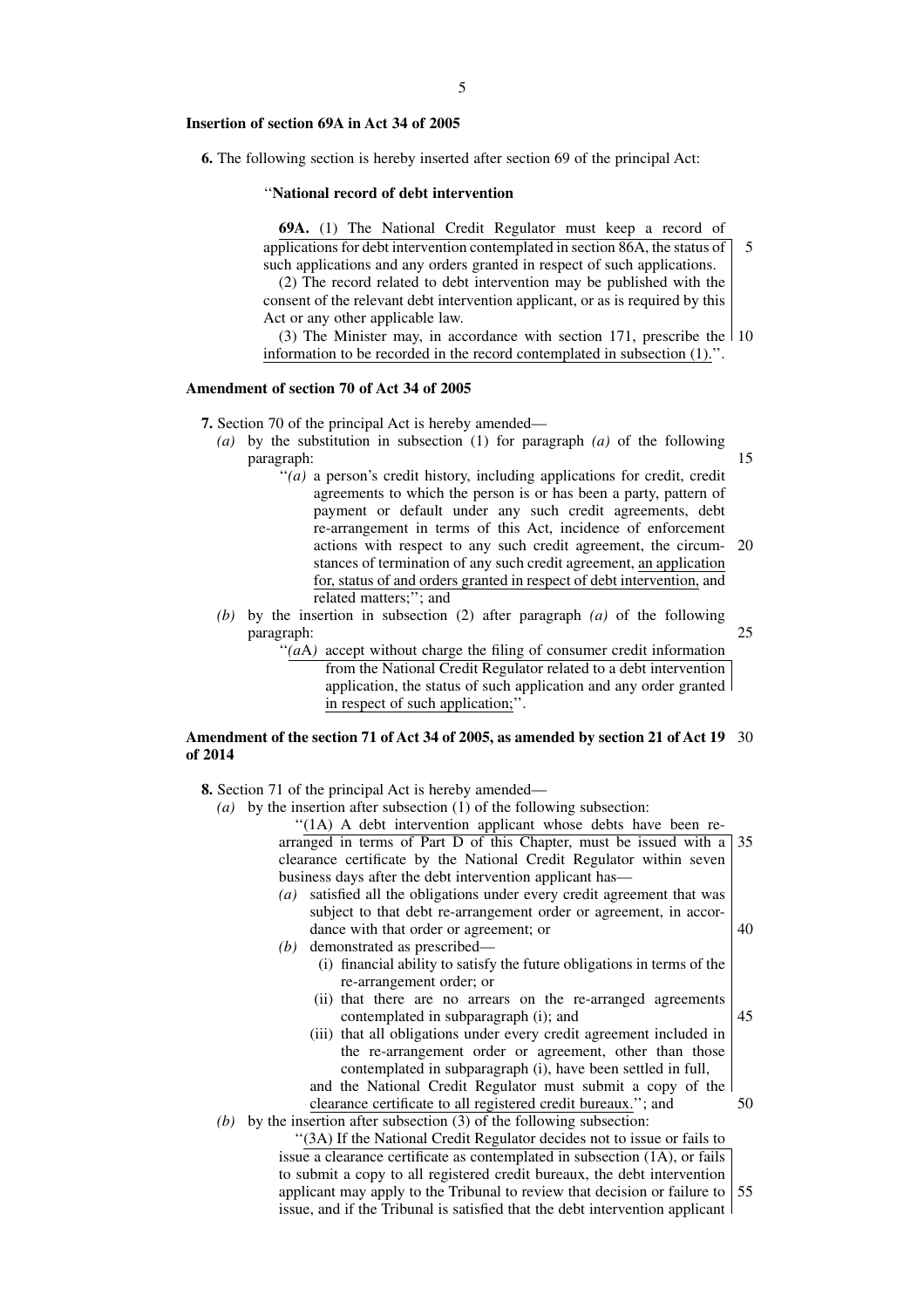**Insertion of section 69A in Act 34 of 2005**

**6.** The following section is hereby inserted after section 69 of the principal Act:

''**National record of debt intervention**

**69A.** (1) The National Credit Regulator must keep a record of applications for debt intervention contemplated in section 86A, the status of such applications and any orders granted in respect of such applications.

(2) The record related to debt intervention may be published with the consent of the relevant debt intervention applicant, or as is required by this Act or any other applicable law.

(3) The Minister may, in accordance with section 171, prescribe the information to be recorded in the record contemplated in subsection (1).''.

**Amendment of section 70 of Act 34 of 2005**

**7.** Section 70 of the principal Act is hereby amended—

*(a)* by the substitution in subsection (1) for paragraph *(a)* of the following paragraph:

''*(a)* a person's credit history, including applications for credit, credit agreements to which the person is or has been a party, pattern of payment or default under any such credit agreements, debt re-arrangement in terms of this Act, incidence of enforcement actions with respect to any such credit agreement, the circumstances of termination of any such credit agreement, an application for, status of and orders granted in respect of debt intervention, and related matters;''; and

*(b)* by the insertion in subsection (2) after paragraph *(a)* of the following paragraph:

''*(a*A*)* accept without charge the filing of consumer credit information from the National Credit Regulator related to a debt intervention application, the status of such application and any order granted in respect of such application;''.

**Amendment of the section 71 of Act 34 of 2005, as amended by section 21 of Act 19 of 2014**

**8.** Section 71 of the principal Act is hereby amended—

*(a)* by the insertion after subsection (1) of the following subsection:

''(1A) A debt intervention applicant whose debts have been re-arranged in terms of Part D of this Chapter, must be issued with a clearance certificate by the National Credit Regulator within seven business days after the debt intervention applicant has—

*(a)* satisfied all the obligations under every credit agreement that was subject to that debt re-arrangement order or agreement, in accordance with that order or agreement; or

*(b)* demonstrated as prescribed—

(i) financial ability to satisfy the future obligations in terms of the re-arrangement order; or

(ii) that there are no arrears on the re-arranged agreements contemplated in subparagraph (i); and

(iii) that all obligations under every credit agreement included in the re-arrangement order or agreement, other than those contemplated in subparagraph (i), have been settled in full,

and the National Credit Regulator must submit a copy of the clearance certificate to all registered credit bureaux.''; and

*(b)* by the insertion after subsection (3) of the following subsection:

''(3A) If the National Credit Regulator decides not to issue or fails to issue a clearance certificate as contemplated in subsection (1A), or fails to submit a copy to all registered credit bureaux, the debt intervention applicant may apply to the Tribunal to review that decision or failure to issue, and if the Tribunal is satisfied that the debt intervention applicant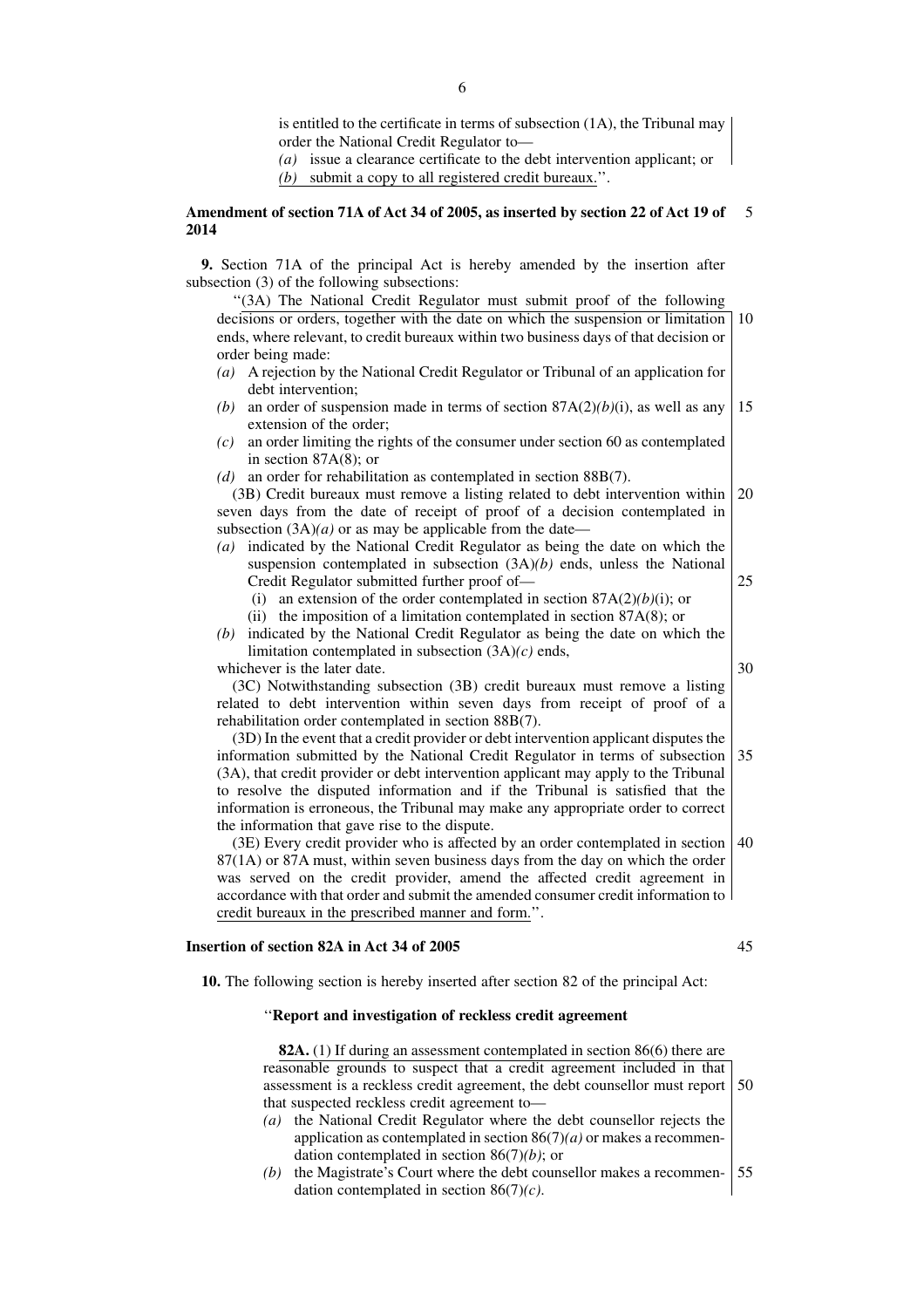is entitled to the certificate in terms of subsection (1A), the Tribunal may order the National Credit Regulator to—

*(a)* issue a clearance certificate to the debt intervention applicant; or

*(b)* submit a copy to all registered credit bureaux.''.

**Amendment of section 71A of Act 34 of 2005, as inserted by section 22 of Act 19 of 2014**

**9.** Section 71A of the principal Act is hereby amended by the insertion after subsection (3) of the following subsections:

''(3A) The National Credit Regulator must submit proof of the following decisions or orders, together with the date on which the suspension or limitation ends, where relevant, to credit bureaux within two business days of that decision or order being made:

*(a)* A rejection by the National Credit Regulator or Tribunal of an application for debt intervention;

*(b)* an order of suspension made in terms of section 87A(2)*(b)*(i), as well as any extension of the order;

*(c)* an order limiting the rights of the consumer under section 60 as contemplated in section 87A(8); or

*(d)* an order for rehabilitation as contemplated in section 88B(7).

(3B) Credit bureaux must remove a listing related to debt intervention within seven days from the date of receipt of proof of a decision contemplated in subsection (3A)*(a)* or as may be applicable from the date—

*(a)* indicated by the National Credit Regulator as being the date on which the suspension contemplated in subsection (3A)*(b)* ends, unless the National Credit Regulator submitted further proof of—

(i) an extension of the order contemplated in section 87A(2)*(b)*(i); or

(ii) the imposition of a limitation contemplated in section 87A(8); or

*(b)* indicated by the National Credit Regulator as being the date on which the limitation contemplated in subsection (3A)*(c)* ends,

whichever is the later date.

(3C) Notwithstanding subsection (3B) credit bureaux must remove a listing related to debt intervention within seven days from receipt of proof of a rehabilitation order contemplated in section 88B(7).

(3D) In the event that a credit provider or debt intervention applicant disputes the information submitted by the National Credit Regulator in terms of subsection (3A), that credit provider or debt intervention applicant may apply to the Tribunal to resolve the disputed information and if the Tribunal is satisfied that the information is erroneous, the Tribunal may make any appropriate order to correct the information that gave rise to the dispute.

(3E) Every credit provider who is affected by an order contemplated in section 87(1A) or 87A must, within seven business days from the day on which the order was served on the credit provider, amend the affected credit agreement in accordance with that order and submit the amended consumer credit information to credit bureaux in the prescribed manner and form.''.

**Insertion of section 82A in Act 34 of 2005**

**10.** The following section is hereby inserted after section 82 of the principal Act:

''**Report and investigation of reckless credit agreement**

**82A.** (1) If during an assessment contemplated in section 86(6) there are reasonable grounds to suspect that a credit agreement included in that assessment is a reckless credit agreement, the debt counsellor must report that suspected reckless credit agreement to—

*(a)* the National Credit Regulator where the debt counsellor rejects the application as contemplated in section 86(7)*(a)* or makes a recommendation contemplated in section 86(7)*(b)*; or

*(b)* the Magistrate's Court where the debt counsellor makes a recommendation contemplated in section 86(7)*(c)*.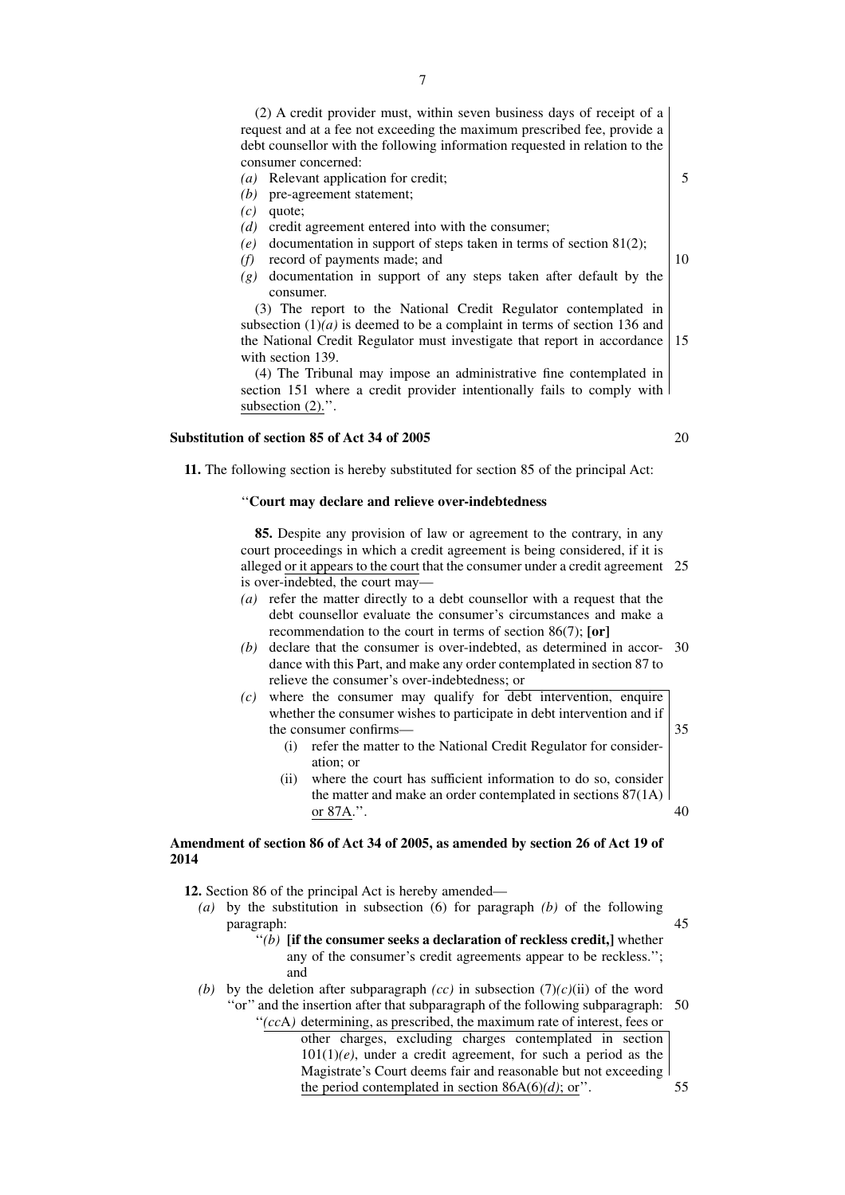(2) A credit provider must, within seven business days of receipt of a request and at a fee not exceeding the maximum prescribed fee, provide a debt counsellor with the following information requested in relation to the consumer concerned:

*(a)* Relevant application for credit;
*(b)* pre-agreement statement;
*(c)* quote;
*(d)* credit agreement entered into with the consumer;
*(e)* documentation in support of steps taken in terms of section 81(2);
*(f)* record of payments made; and
*(g)* documentation in support of any steps taken after default by the consumer.

(3) The report to the National Credit Regulator contemplated in subsection (1)*(a)* is deemed to be a complaint in terms of section 136 and the National Credit Regulator must investigate that report in accordance with section 139.

(4) The Tribunal may impose an administrative fine contemplated in section 151 where a credit provider intentionally fails to comply with <u>subsection (2).</u>''.

**Substitution of section 85 of Act 34 of 2005**

**11.** The following section is hereby substituted for section 85 of the principal Act:

''**Court may declare and relieve over-indebtedness**

**85.** Despite any provision of law or agreement to the contrary, in any court proceedings in which a credit agreement is being considered, if it is alleged <u>or it appears to the court</u> that the consumer under a credit agreement is over-indebted, the court may—

*(a)* refer the matter directly to a debt counsellor with a request that the debt counsellor evaluate the consumer's circumstances and make a recommendation to the court in terms of section 86(7); **[or]**
*(b)* declare that the consumer is over-indebted, as determined in accordance with this Part, and make any order contemplated in section 87 to relieve the consumer's over-indebtedness; or
*(c)* <u>where the consumer may qualify for debt intervention, enquire whether the consumer wishes to participate in debt intervention and if the consumer confirms—</u>
   (i) <u>refer the matter to the National Credit Regulator for consideration; or</u>
   (ii) <u>where the court has sufficient information to do so, consider the matter and make an order contemplated in sections 87(1A) or 87A.</u>''.

**Amendment of section 86 of Act 34 of 2005, as amended by section 26 of Act 19 of 2014**

**12.** Section 86 of the principal Act is hereby amended—

*(a)* by the substitution in subsection (6) for paragraph *(b)* of the following paragraph:
   ''*(b)* **[if the consumer seeks a declaration of reckless credit,]** whether any of the consumer's credit agreements appear to be reckless.''; and
*(b)* by the deletion after subparagraph *(cc)* in subsection (7)*(c)*(ii) of the word ''or'' and the insertion after that subparagraph of the following subparagraph:
   ''*(cc*A*)* <u>determining, as prescribed, the maximum rate of interest, fees or other charges, excluding charges contemplated in section 101(1)*(e)*, under a credit agreement, for such a period as the Magistrate's Court deems fair and reasonable but not exceeding the period contemplated in section 86A(6)*(d)*; or</u>''.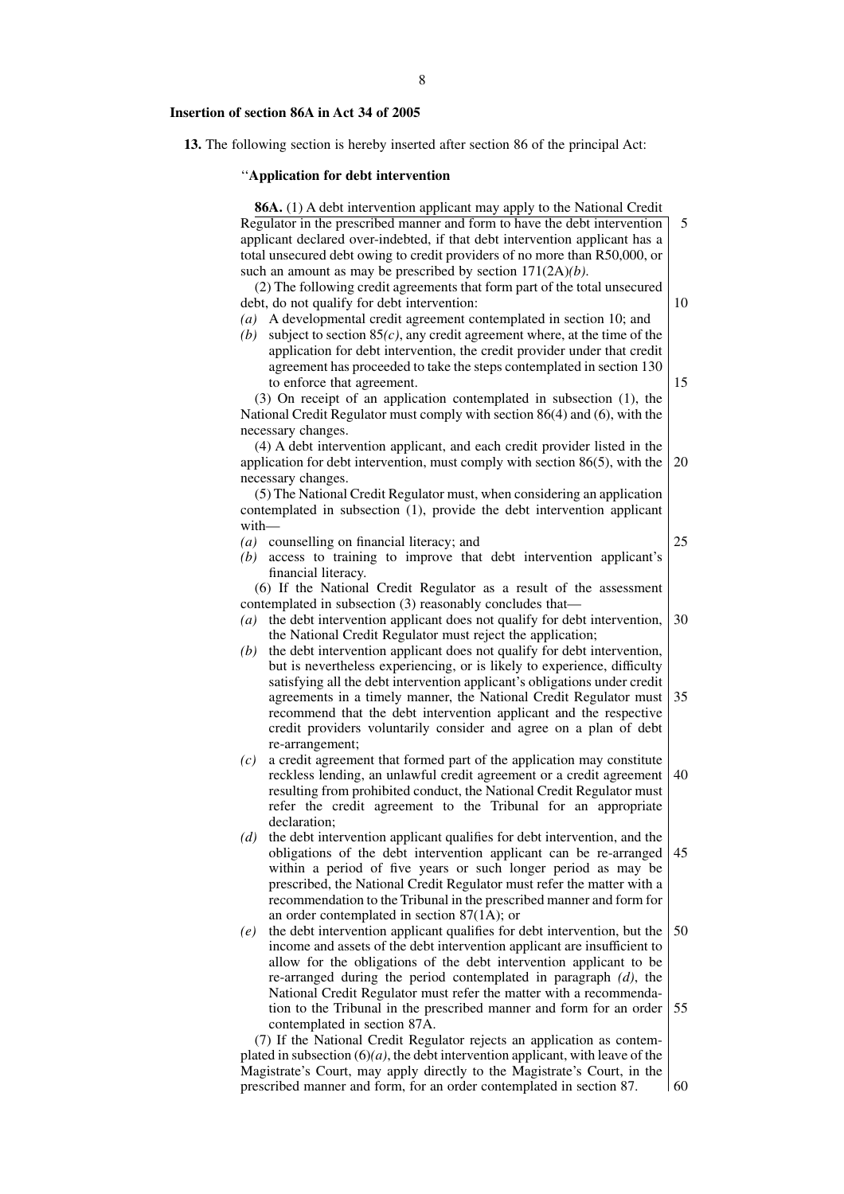**Insertion of section 86A in Act 34 of 2005**

**13.** The following section is hereby inserted after section 86 of the principal Act:

''**Application for debt intervention**

**86A.** (1) A debt intervention applicant may apply to the National Credit Regulator in the prescribed manner and form to have the debt intervention applicant declared over-indebted, if that debt intervention applicant has a total unsecured debt owing to credit providers of no more than R50,000, or such an amount as may be prescribed by section 171(2A)*(b)*.

(2) The following credit agreements that form part of the total unsecured debt, do not qualify for debt intervention:

*(a)* A developmental credit agreement contemplated in section 10; and

*(b)* subject to section 85*(c)*, any credit agreement where, at the time of the application for debt intervention, the credit provider under that credit agreement has proceeded to take the steps contemplated in section 130 to enforce that agreement.

(3) On receipt of an application contemplated in subsection (1), the National Credit Regulator must comply with section 86(4) and (6), with the necessary changes.

(4) A debt intervention applicant, and each credit provider listed in the application for debt intervention, must comply with section 86(5), with the necessary changes.

(5) The National Credit Regulator must, when considering an application contemplated in subsection (1), provide the debt intervention applicant with—

*(a)* counselling on financial literacy; and

*(b)* access to training to improve that debt intervention applicant's financial literacy.

(6) If the National Credit Regulator as a result of the assessment contemplated in subsection (3) reasonably concludes that—

*(a)* the debt intervention applicant does not qualify for debt intervention, the National Credit Regulator must reject the application;

*(b)* the debt intervention applicant does not qualify for debt intervention, but is nevertheless experiencing, or is likely to experience, difficulty satisfying all the debt intervention applicant's obligations under credit agreements in a timely manner, the National Credit Regulator must recommend that the debt intervention applicant and the respective credit providers voluntarily consider and agree on a plan of debt re-arrangement;

*(c)* a credit agreement that formed part of the application may constitute reckless lending, an unlawful credit agreement or a credit agreement resulting from prohibited conduct, the National Credit Regulator must refer the credit agreement to the Tribunal for an appropriate declaration;

*(d)* the debt intervention applicant qualifies for debt intervention, and the obligations of the debt intervention applicant can be re-arranged within a period of five years or such longer period as may be prescribed, the National Credit Regulator must refer the matter with a recommendation to the Tribunal in the prescribed manner and form for an order contemplated in section 87(1A); or

*(e)* the debt intervention applicant qualifies for debt intervention, but the income and assets of the debt intervention applicant are insufficient to allow for the obligations of the debt intervention applicant to be re-arranged during the period contemplated in paragraph *(d)*, the National Credit Regulator must refer the matter with a recommendation to the Tribunal in the prescribed manner and form for an order contemplated in section 87A.

(7) If the National Credit Regulator rejects an application as contemplated in subsection (6)*(a)*, the debt intervention applicant, with leave of the Magistrate's Court, may apply directly to the Magistrate's Court, in the prescribed manner and form, for an order contemplated in section 87.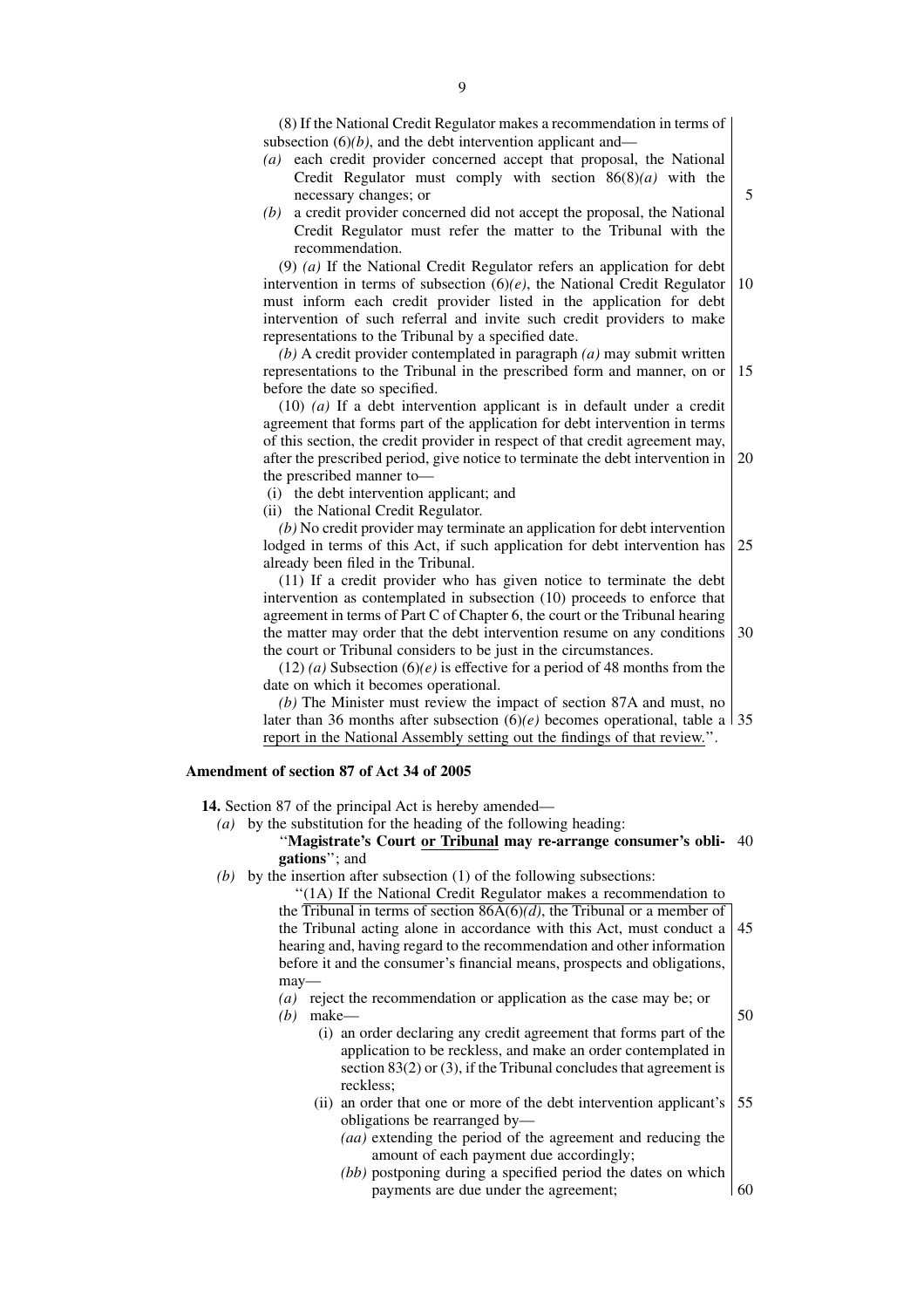(8) If the National Credit Regulator makes a recommendation in terms of subsection (6)*(b)*, and the debt intervention applicant and—

*(a)* each credit provider concerned accept that proposal, the National Credit Regulator must comply with section 86(8)*(a)* with the necessary changes; or

*(b)* a credit provider concerned did not accept the proposal, the National Credit Regulator must refer the matter to the Tribunal with the recommendation.

(9) *(a)* If the National Credit Regulator refers an application for debt intervention in terms of subsection (6)*(e)*, the National Credit Regulator must inform each credit provider listed in the application for debt intervention of such referral and invite such credit providers to make representations to the Tribunal by a specified date.

*(b)* A credit provider contemplated in paragraph *(a)* may submit written representations to the Tribunal in the prescribed form and manner, on or before the date so specified.

(10) *(a)* If a debt intervention applicant is in default under a credit agreement that forms part of the application for debt intervention in terms of this section, the credit provider in respect of that credit agreement may, after the prescribed period, give notice to terminate the debt intervention in the prescribed manner to—

(i) the debt intervention applicant; and

(ii) the National Credit Regulator.

*(b)* No credit provider may terminate an application for debt intervention lodged in terms of this Act, if such application for debt intervention has already been filed in the Tribunal.

(11) If a credit provider who has given notice to terminate the debt intervention as contemplated in subsection (10) proceeds to enforce that agreement in terms of Part C of Chapter 6, the court or the Tribunal hearing the matter may order that the debt intervention resume on any conditions the court or Tribunal considers to be just in the circumstances.

(12) *(a)* Subsection (6)*(e)* is effective for a period of 48 months from the date on which it becomes operational.

*(b)* The Minister must review the impact of section 87A and must, no later than 36 months after subsection (6)*(e)* becomes operational, table a report in the National Assembly setting out the findings of that review.''.

**Amendment of section 87 of Act 34 of 2005**

**14.** Section 87 of the principal Act is hereby amended—

*(a)* by the substitution for the heading of the following heading:

''**Magistrate's Court or Tribunal may re-arrange consumer's obligations**''; and

*(b)* by the insertion after subsection (1) of the following subsections:

''(1A) If the National Credit Regulator makes a recommendation to the Tribunal in terms of section 86A(6)*(d)*, the Tribunal or a member of the Tribunal acting alone in accordance with this Act, must conduct a hearing and, having regard to the recommendation and other information before it and the consumer's financial means, prospects and obligations, may—

*(a)* reject the recommendation or application as the case may be; or

*(b)* make—

(i) an order declaring any credit agreement that forms part of the application to be reckless, and make an order contemplated in section 83(2) or (3), if the Tribunal concludes that agreement is reckless;

(ii) an order that one or more of the debt intervention applicant's obligations be rearranged by—

*(aa)* extending the period of the agreement and reducing the amount of each payment due accordingly;

*(bb)* postponing during a specified period the dates on which payments are due under the agreement;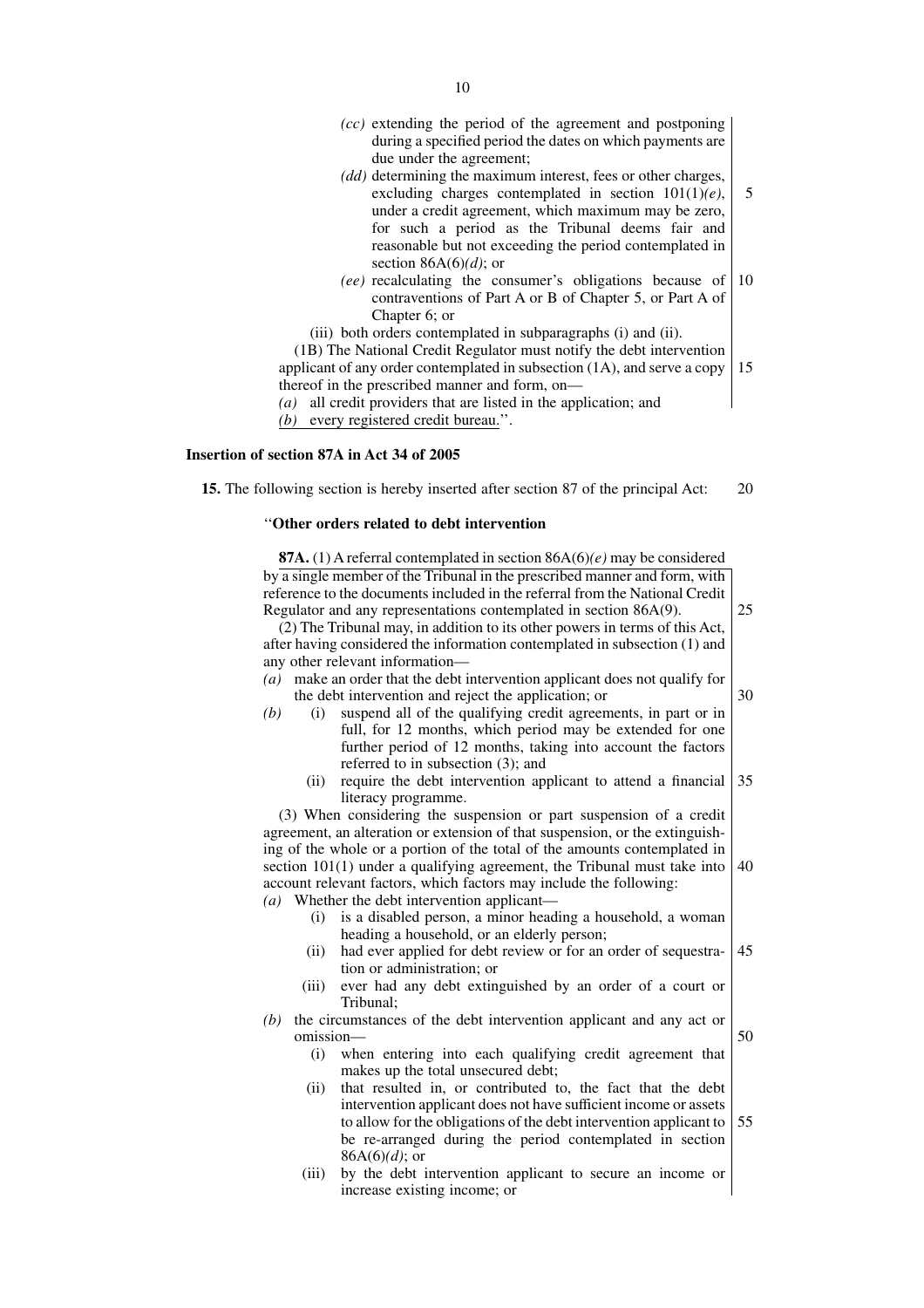*(cc)* extending the period of the agreement and postponing during a specified period the dates on which payments are due under the agreement;

*(dd)* determining the maximum interest, fees or other charges, excluding charges contemplated in section 101(1)*(e)*, under a credit agreement, which maximum may be zero, for such a period as the Tribunal deems fair and reasonable but not exceeding the period contemplated in section 86A(6)*(d)*; or

*(ee)* recalculating the consumer's obligations because of contraventions of Part A or B of Chapter 5, or Part A of Chapter 6; or

(iii) both orders contemplated in subparagraphs (i) and (ii).

(1B) The National Credit Regulator must notify the debt intervention applicant of any order contemplated in subsection (1A), and serve a copy thereof in the prescribed manner and form, on—

*(a)* all credit providers that are listed in the application; and

*(b)* every registered credit bureau.''.

**Insertion of section 87A in Act 34 of 2005**

**15.** The following section is hereby inserted after section 87 of the principal Act:

''**Other orders related to debt intervention**

**87A.** (1) A referral contemplated in section 86A(6)*(e)* may be considered by a single member of the Tribunal in the prescribed manner and form, with reference to the documents included in the referral from the National Credit Regulator and any representations contemplated in section 86A(9).

(2) The Tribunal may, in addition to its other powers in terms of this Act, after having considered the information contemplated in subsection (1) and any other relevant information—

*(a)* make an order that the debt intervention applicant does not qualify for the debt intervention and reject the application; or

*(b)* (i) suspend all of the qualifying credit agreements, in part or in full, for 12 months, which period may be extended for one further period of 12 months, taking into account the factors referred to in subsection (3); and

(ii) require the debt intervention applicant to attend a financial literacy programme.

(3) When considering the suspension or part suspension of a credit agreement, an alteration or extension of that suspension, or the extinguishing of the whole or a portion of the total of the amounts contemplated in section 101(1) under a qualifying agreement, the Tribunal must take into account relevant factors, which factors may include the following:

*(a)* Whether the debt intervention applicant—

(i) is a disabled person, a minor heading a household, a woman heading a household, or an elderly person;

(ii) had ever applied for debt review or for an order of sequestration or administration; or

(iii) ever had any debt extinguished by an order of a court or Tribunal;

*(b)* the circumstances of the debt intervention applicant and any act or omission—

(i) when entering into each qualifying credit agreement that makes up the total unsecured debt;

(ii) that resulted in, or contributed to, the fact that the debt intervention applicant does not have sufficient income or assets to allow for the obligations of the debt intervention applicant to be re-arranged during the period contemplated in section 86A(6)*(d)*; or

(iii) by the debt intervention applicant to secure an income or increase existing income; or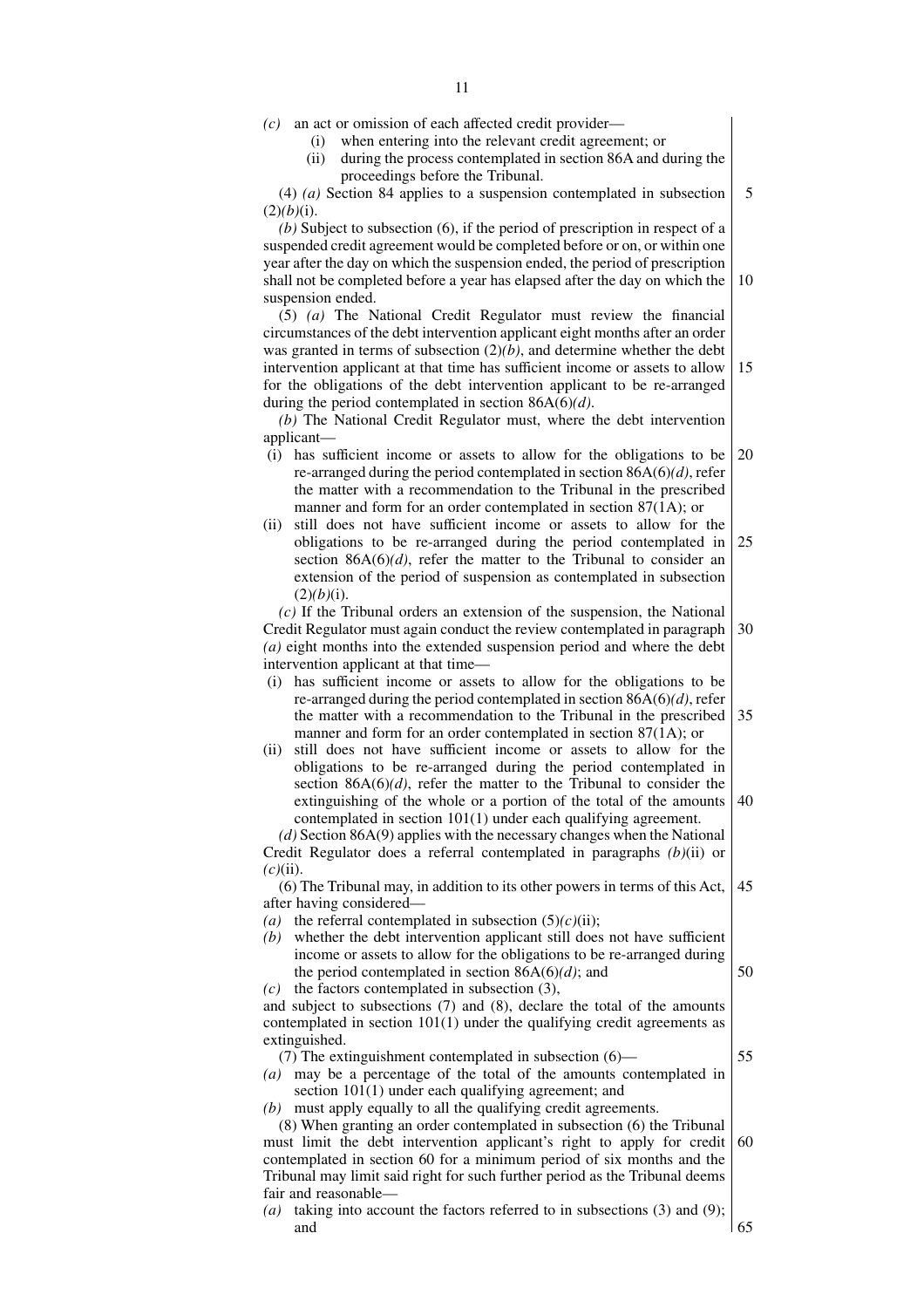*(c)* an act or omission of each affected credit provider—

(i) when entering into the relevant credit agreement; or

(ii) during the process contemplated in section 86A and during the proceedings before the Tribunal.

(4) *(a)* Section 84 applies to a suspension contemplated in subsection (2)*(b)*(i).

*(b)* Subject to subsection (6), if the period of prescription in respect of a suspended credit agreement would be completed before or on, or within one year after the day on which the suspension ended, the period of prescription shall not be completed before a year has elapsed after the day on which the suspension ended.

(5) *(a)* The National Credit Regulator must review the financial circumstances of the debt intervention applicant eight months after an order was granted in terms of subsection (2)*(b)*, and determine whether the debt intervention applicant at that time has sufficient income or assets to allow for the obligations of the debt intervention applicant to be re-arranged during the period contemplated in section 86A(6)*(d)*.

*(b)* The National Credit Regulator must, where the debt intervention applicant—

(i) has sufficient income or assets to allow for the obligations to be re-arranged during the period contemplated in section 86A(6)*(d)*, refer the matter with a recommendation to the Tribunal in the prescribed manner and form for an order contemplated in section 87(1A); or

(ii) still does not have sufficient income or assets to allow for the obligations to be re-arranged during the period contemplated in section 86A(6)*(d)*, refer the matter to the Tribunal to consider an extension of the period of suspension as contemplated in subsection (2)*(b)*(i).

*(c)* If the Tribunal orders an extension of the suspension, the National Credit Regulator must again conduct the review contemplated in paragraph *(a)* eight months into the extended suspension period and where the debt intervention applicant at that time—

(i) has sufficient income or assets to allow for the obligations to be re-arranged during the period contemplated in section 86A(6)*(d)*, refer the matter with a recommendation to the Tribunal in the prescribed manner and form for an order contemplated in section 87(1A); or

(ii) still does not have sufficient income or assets to allow for the obligations to be re-arranged during the period contemplated in section 86A(6)*(d)*, refer the matter to the Tribunal to consider the extinguishing of the whole or a portion of the total of the amounts contemplated in section 101(1) under each qualifying agreement.

*(d)* Section 86A(9) applies with the necessary changes when the National Credit Regulator does a referral contemplated in paragraphs *(b)*(ii) or *(c)*(ii).

(6) The Tribunal may, in addition to its other powers in terms of this Act, after having considered—

*(a)* the referral contemplated in subsection (5)*(c)*(ii);

*(b)* whether the debt intervention applicant still does not have sufficient income or assets to allow for the obligations to be re-arranged during the period contemplated in section 86A(6)*(d)*; and

*(c)* the factors contemplated in subsection (3),

and subject to subsections (7) and (8), declare the total of the amounts contemplated in section 101(1) under the qualifying credit agreements as extinguished.

(7) The extinguishment contemplated in subsection (6)—

*(a)* may be a percentage of the total of the amounts contemplated in section 101(1) under each qualifying agreement; and

*(b)* must apply equally to all the qualifying credit agreements.

(8) When granting an order contemplated in subsection (6) the Tribunal must limit the debt intervention applicant's right to apply for credit contemplated in section 60 for a minimum period of six months and the Tribunal may limit said right for such further period as the Tribunal deems fair and reasonable—

*(a)* taking into account the factors referred to in subsections (3) and (9); and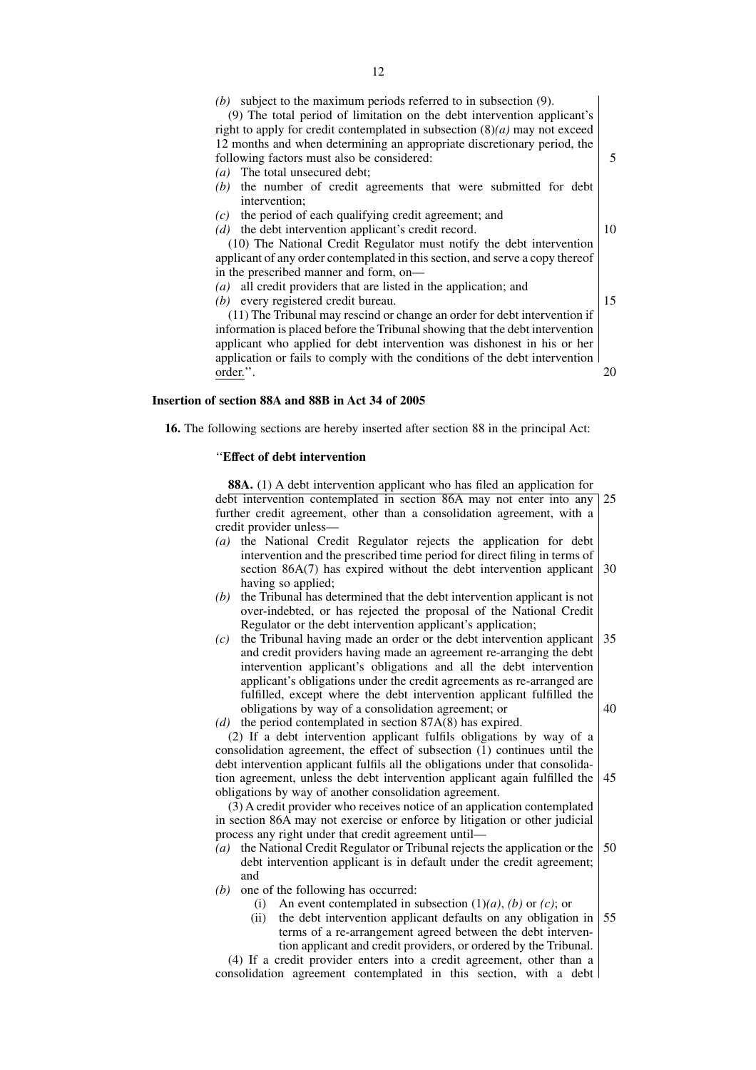*(b)* subject to the maximum periods referred to in subsection (9).

(9) The total period of limitation on the debt intervention applicant's right to apply for credit contemplated in subsection (8)*(a)* may not exceed 12 months and when determining an appropriate discretionary period, the following factors must also be considered:

*(a)* The total unsecured debt;

*(b)* the number of credit agreements that were submitted for debt intervention;

*(c)* the period of each qualifying credit agreement; and

*(d)* the debt intervention applicant's credit record.

(10) The National Credit Regulator must notify the debt intervention applicant of any order contemplated in this section, and serve a copy thereof in the prescribed manner and form, on—

*(a)* all credit providers that are listed in the application; and

*(b)* every registered credit bureau.

(11) The Tribunal may rescind or change an order for debt intervention if information is placed before the Tribunal showing that the debt intervention applicant who applied for debt intervention was dishonest in his or her application or fails to comply with the conditions of the debt intervention order.''.

## Insertion of section 88A and 88B in Act 34 of 2005

**16.** The following sections are hereby inserted after section 88 in the principal Act:

''**Effect of debt intervention**

**88A.** (1) A debt intervention applicant who has filed an application for debt intervention contemplated in section 86A may not enter into any further credit agreement, other than a consolidation agreement, with a credit provider unless—

*(a)* the National Credit Regulator rejects the application for debt intervention and the prescribed time period for direct filing in terms of section 86A(7) has expired without the debt intervention applicant having so applied;

*(b)* the Tribunal has determined that the debt intervention applicant is not over-indebted, or has rejected the proposal of the National Credit Regulator or the debt intervention applicant's application;

*(c)* the Tribunal having made an order or the debt intervention applicant and credit providers having made an agreement re-arranging the debt intervention applicant's obligations and all the debt intervention applicant's obligations under the credit agreements as re-arranged are fulfilled, except where the debt intervention applicant fulfilled the obligations by way of a consolidation agreement; or

*(d)* the period contemplated in section 87A(8) has expired.

(2) If a debt intervention applicant fulfils obligations by way of a consolidation agreement, the effect of subsection (1) continues until the debt intervention applicant fulfils all the obligations under that consolidation agreement, unless the debt intervention applicant again fulfilled the obligations by way of another consolidation agreement.

(3) A credit provider who receives notice of an application contemplated in section 86A may not exercise or enforce by litigation or other judicial process any right under that credit agreement until—

*(a)* the National Credit Regulator or Tribunal rejects the application or the debt intervention applicant is in default under the credit agreement; and

*(b)* one of the following has occurred:

(i) An event contemplated in subsection (1)*(a)*, *(b)* or *(c)*; or

(ii) the debt intervention applicant defaults on any obligation in terms of a re-arrangement agreed between the debt intervention applicant and credit providers, or ordered by the Tribunal.

(4) If a credit provider enters into a credit agreement, other than a consolidation agreement contemplated in this section, with a debt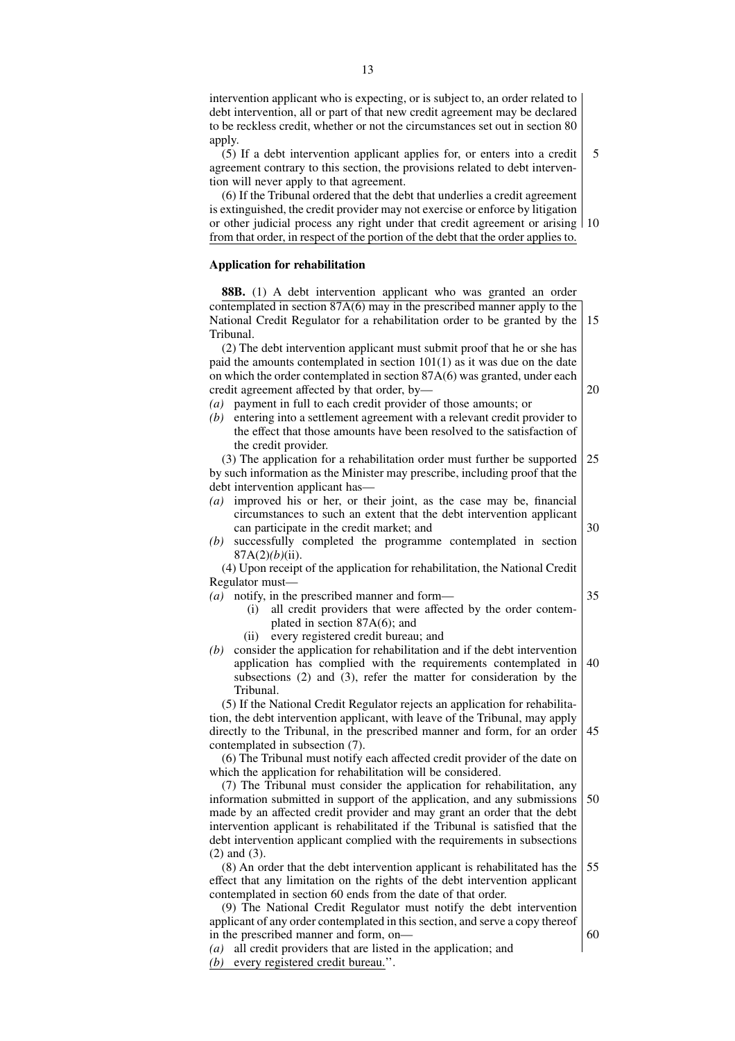intervention applicant who is expecting, or is subject to, an order related to debt intervention, all or part of that new credit agreement may be declared to be reckless credit, whether or not the circumstances set out in section 80 apply.

(5) If a debt intervention applicant applies for, or enters into a credit agreement contrary to this section, the provisions related to debt intervention will never apply to that agreement.

(6) If the Tribunal ordered that the debt that underlies a credit agreement is extinguished, the credit provider may not exercise or enforce by litigation or other judicial process any right under that credit agreement or arising from that order, in respect of the portion of the debt that the order applies to.

**Application for rehabilitation**

**88B.** (1) A debt intervention applicant who was granted an order contemplated in section 87A(6) may in the prescribed manner apply to the National Credit Regulator for a rehabilitation order to be granted by the Tribunal.

(2) The debt intervention applicant must submit proof that he or she has paid the amounts contemplated in section 101(1) as it was due on the date on which the order contemplated in section 87A(6) was granted, under each credit agreement affected by that order, by—

*(a)* payment in full to each credit provider of those amounts; or

*(b)* entering into a settlement agreement with a relevant credit provider to the effect that those amounts have been resolved to the satisfaction of the credit provider.

(3) The application for a rehabilitation order must further be supported by such information as the Minister may prescribe, including proof that the debt intervention applicant has—

*(a)* improved his or her, or their joint, as the case may be, financial circumstances to such an extent that the debt intervention applicant can participate in the credit market; and

*(b)* successfully completed the programme contemplated in section 87A(2)*(b)*(ii).

(4) Upon receipt of the application for rehabilitation, the National Credit Regulator must—

*(a)* notify, in the prescribed manner and form—
   (i) all credit providers that were affected by the order contemplated in section 87A(6); and
   (ii) every registered credit bureau; and

*(b)* consider the application for rehabilitation and if the debt intervention application has complied with the requirements contemplated in subsections (2) and (3), refer the matter for consideration by the Tribunal.

(5) If the National Credit Regulator rejects an application for rehabilitation, the debt intervention applicant, with leave of the Tribunal, may apply directly to the Tribunal, in the prescribed manner and form, for an order contemplated in subsection (7).

(6) The Tribunal must notify each affected credit provider of the date on which the application for rehabilitation will be considered.

(7) The Tribunal must consider the application for rehabilitation, any information submitted in support of the application, and any submissions made by an affected credit provider and may grant an order that the debt intervention applicant is rehabilitated if the Tribunal is satisfied that the debt intervention applicant complied with the requirements in subsections (2) and (3).

(8) An order that the debt intervention applicant is rehabilitated has the effect that any limitation on the rights of the debt intervention applicant contemplated in section 60 ends from the date of that order.

(9) The National Credit Regulator must notify the debt intervention applicant of any order contemplated in this section, and serve a copy thereof in the prescribed manner and form, on—

*(a)* all credit providers that are listed in the application; and

*(b)* every registered credit bureau.''.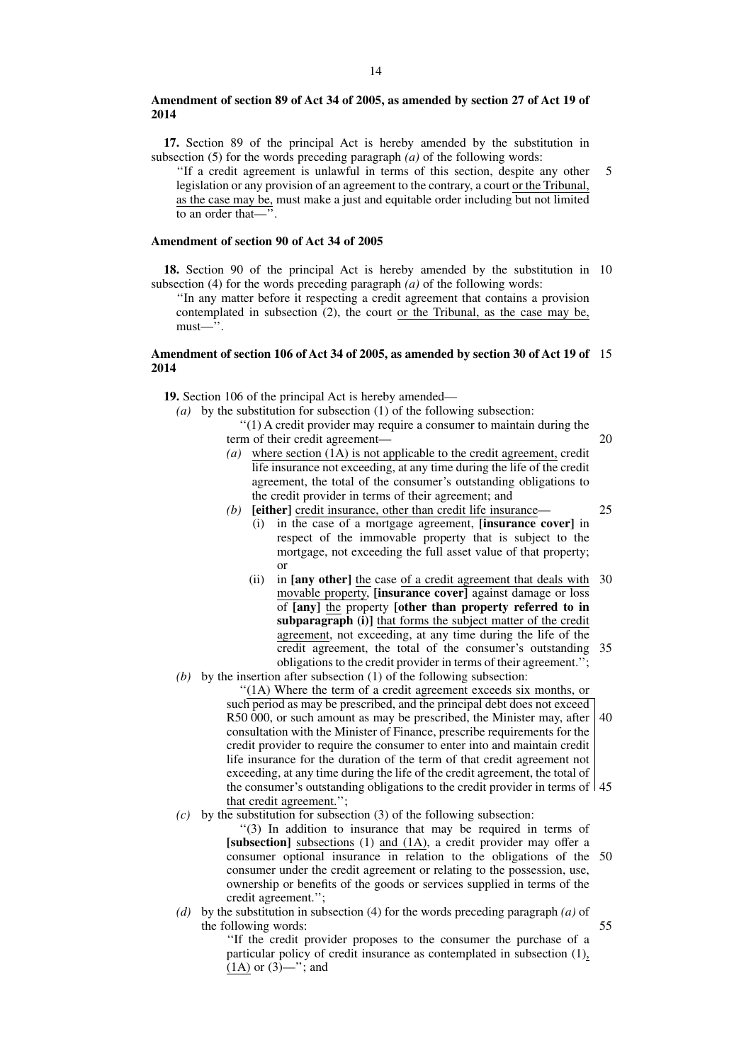**Amendment of section 89 of Act 34 of 2005, as amended by section 27 of Act 19 of 2014**

**17.** Section 89 of the principal Act is hereby amended by the substitution in subsection (5) for the words preceding paragraph *(a)* of the following words:

''If a credit agreement is unlawful in terms of this section, despite any other legislation or any provision of an agreement to the contrary, a court or the Tribunal, as the case may be, must make a just and equitable order including but not limited to an order that—''.

**Amendment of section 90 of Act 34 of 2005**

**18.** Section 90 of the principal Act is hereby amended by the substitution in subsection (4) for the words preceding paragraph *(a)* of the following words:

''In any matter before it respecting a credit agreement that contains a provision contemplated in subsection (2), the court or the Tribunal, as the case may be, must—''.

**Amendment of section 106 of Act 34 of 2005, as amended by section 30 of Act 19 of 2014**

**19.** Section 106 of the principal Act is hereby amended—

*(a)* by the substitution for subsection (1) of the following subsection:

''(1) A credit provider may require a consumer to maintain during the term of their credit agreement—

*(a)* where section (1A) is not applicable to the credit agreement, credit life insurance not exceeding, at any time during the life of the credit agreement, the total of the consumer's outstanding obligations to the credit provider in terms of their agreement; and

*(b)* **[either]** credit insurance, other than credit life insurance—

(i) in the case of a mortgage agreement, **[insurance cover]** in respect of the immovable property that is subject to the mortgage, not exceeding the full asset value of that property; or

(ii) in **[any other]** the case of a credit agreement that deals with movable property, **[insurance cover]** against damage or loss of **[any]** the property **[other than property referred to in subparagraph (i)]** that forms the subject matter of the credit agreement, not exceeding, at any time during the life of the credit agreement, the total of the consumer's outstanding obligations to the credit provider in terms of their agreement.'';

*(b)* by the insertion after subsection (1) of the following subsection:

''(1A) Where the term of a credit agreement exceeds six months, or such period as may be prescribed, and the principal debt does not exceed R50 000, or such amount as may be prescribed, the Minister may, after consultation with the Minister of Finance, prescribe requirements for the credit provider to require the consumer to enter into and maintain credit life insurance for the duration of the term of that credit agreement not exceeding, at any time during the life of the credit agreement, the total of the consumer's outstanding obligations to the credit provider in terms of that credit agreement.'';

*(c)* by the substitution for subsection (3) of the following subsection:

''(3) In addition to insurance that may be required in terms of **[subsection]** subsections (1) and (1A), a credit provider may offer a consumer optional insurance in relation to the obligations of the consumer under the credit agreement or relating to the possession, use, ownership or benefits of the goods or services supplied in terms of the credit agreement.'';

*(d)* by the substitution in subsection (4) for the words preceding paragraph *(a)* of the following words:

''If the credit provider proposes to the consumer the purchase of a particular policy of credit insurance as contemplated in subsection (1), (1A) or (3)—''; and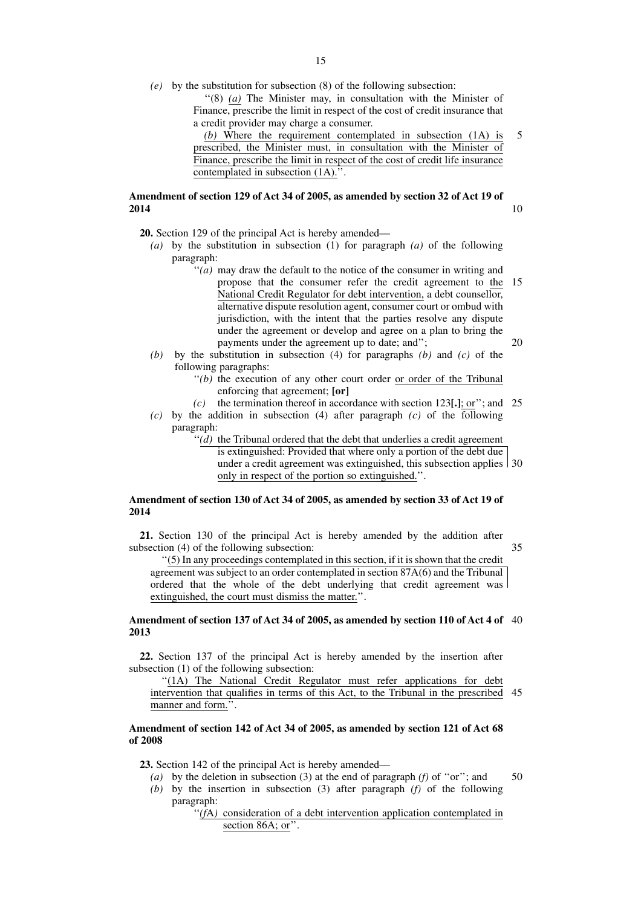*(e)* by the substitution for subsection (8) of the following subsection:

"(8) *(a)* The Minister may, in consultation with the Minister of Finance, prescribe the limit in respect of the cost of credit insurance that a credit provider may charge a consumer.

*(b)* Where the requirement contemplated in subsection (1A) is prescribed, the Minister must, in consultation with the Minister of Finance, prescribe the limit in respect of the cost of credit life insurance contemplated in subsection (1A).".

**Amendment of section 129 of Act 34 of 2005, as amended by section 32 of Act 19 of 2014**

**20.** Section 129 of the principal Act is hereby amended—

*(a)* by the substitution in subsection (1) for paragraph *(a)* of the following paragraph:

"*(a)* may draw the default to the notice of the consumer in writing and propose that the consumer refer the credit agreement to the National Credit Regulator for debt intervention, a debt counsellor, alternative dispute resolution agent, consumer court or ombud with jurisdiction, with the intent that the parties resolve any dispute under the agreement or develop and agree on a plan to bring the payments under the agreement up to date; and";

*(b)* by the substitution in subsection (4) for paragraphs *(b)* and *(c)* of the following paragraphs:

"*(b)* the execution of any other court order or order of the Tribunal enforcing that agreement; **[or]**

*(c)* the termination thereof in accordance with section 123**[.]**; or"; and

*(c)* by the addition in subsection (4) after paragraph *(c)* of the following paragraph:

"*(d)* the Tribunal ordered that the debt that underlies a credit agreement is extinguished: Provided that where only a portion of the debt due under a credit agreement was extinguished, this subsection applies only in respect of the portion so extinguished.".

**Amendment of section 130 of Act 34 of 2005, as amended by section 33 of Act 19 of 2014**

**21.** Section 130 of the principal Act is hereby amended by the addition after subsection (4) of the following subsection:

"(5) In any proceedings contemplated in this section, if it is shown that the credit agreement was subject to an order contemplated in section 87A(6) and the Tribunal ordered that the whole of the debt underlying that credit agreement was extinguished, the court must dismiss the matter.".

**Amendment of section 137 of Act 34 of 2005, as amended by section 110 of Act 4 of 2013**

**22.** Section 137 of the principal Act is hereby amended by the insertion after subsection (1) of the following subsection:

"(1A) The National Credit Regulator must refer applications for debt intervention that qualifies in terms of this Act, to the Tribunal in the prescribed manner and form.".

**Amendment of section 142 of Act 34 of 2005, as amended by section 121 of Act 68 of 2008**

**23.** Section 142 of the principal Act is hereby amended—

*(a)* by the deletion in subsection (3) at the end of paragraph *(f)* of "or"; and

*(b)* by the insertion in subsection (3) after paragraph *(f)* of the following paragraph:

"*(f*A*)* consideration of a debt intervention application contemplated in section 86A; or".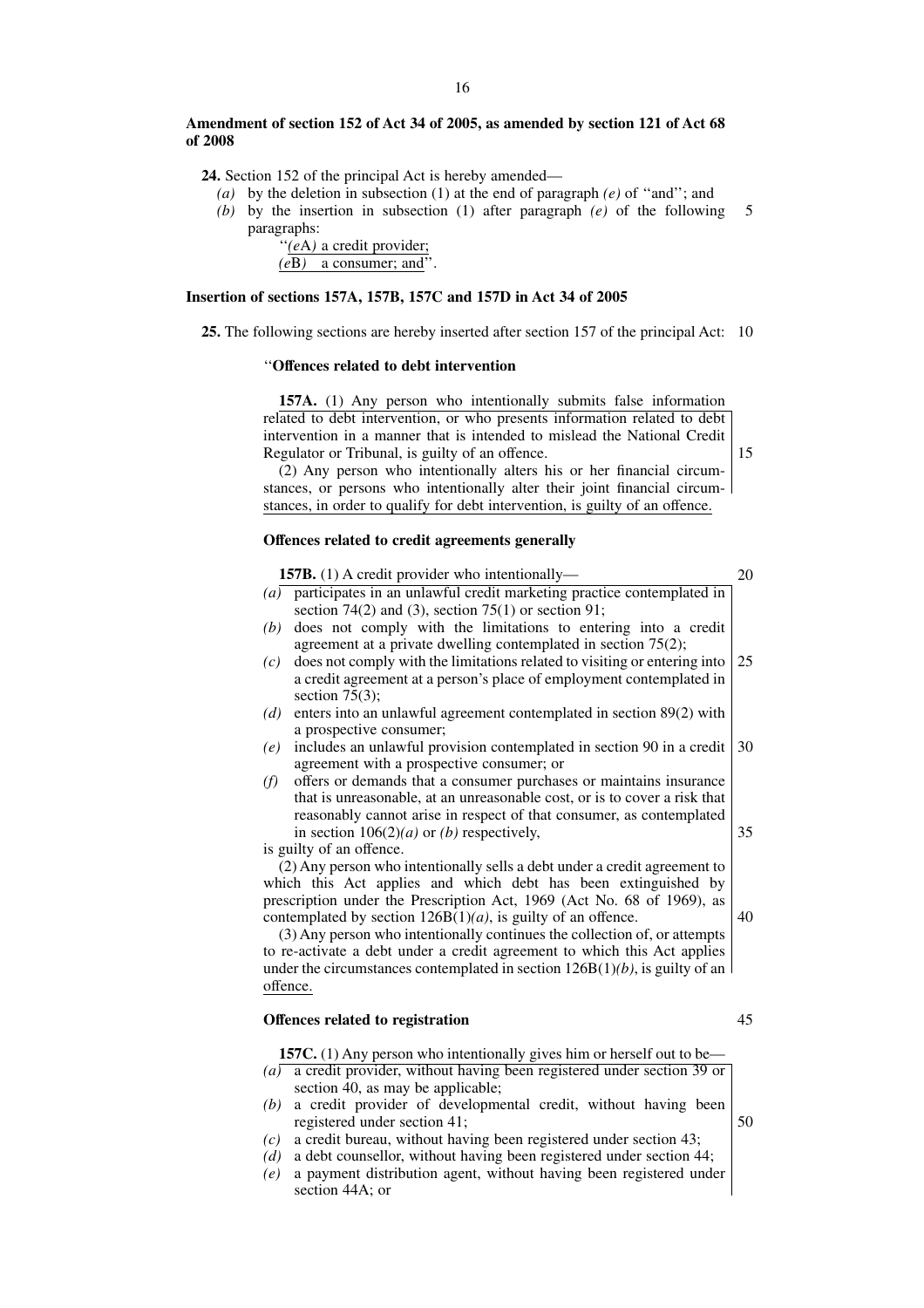**Amendment of section 152 of Act 34 of 2005, as amended by section 121 of Act 68 of 2008**

**24.** Section 152 of the principal Act is hereby amended—

*(a)* by the deletion in subsection (1) at the end of paragraph *(e)* of ''and''; and
*(b)* by the insertion in subsection (1) after paragraph *(e)* of the following paragraphs:

''*(e*A*)* a credit provider;
*(e*B*)* a consumer; and''.

**Insertion of sections 157A, 157B, 157C and 157D in Act 34 of 2005**

**25.** The following sections are hereby inserted after section 157 of the principal Act:

''**Offences related to debt intervention**

**157A.** (1) Any person who intentionally submits false information related to debt intervention, or who presents information related to debt intervention in a manner that is intended to mislead the National Credit Regulator or Tribunal, is guilty of an offence.

(2) Any person who intentionally alters his or her financial circumstances, or persons who intentionally alter their joint financial circumstances, in order to qualify for debt intervention, is guilty of an offence.

**Offences related to credit agreements generally**

**157B.** (1) A credit provider who intentionally—

*(a)* participates in an unlawful credit marketing practice contemplated in section 74(2) and (3), section 75(1) or section 91;
*(b)* does not comply with the limitations to entering into a credit agreement at a private dwelling contemplated in section 75(2);
*(c)* does not comply with the limitations related to visiting or entering into a credit agreement at a person's place of employment contemplated in section 75(3);
*(d)* enters into an unlawful agreement contemplated in section 89(2) with a prospective consumer;
*(e)* includes an unlawful provision contemplated in section 90 in a credit agreement with a prospective consumer; or
*(f)* offers or demands that a consumer purchases or maintains insurance that is unreasonable, at an unreasonable cost, or is to cover a risk that reasonably cannot arise in respect of that consumer, as contemplated in section 106(2)*(a)* or *(b)* respectively,

is guilty of an offence.

(2) Any person who intentionally sells a debt under a credit agreement to which this Act applies and which debt has been extinguished by prescription under the Prescription Act, 1969 (Act No. 68 of 1969), as contemplated by section 126B(1)*(a)*, is guilty of an offence.

(3) Any person who intentionally continues the collection of, or attempts to re-activate a debt under a credit agreement to which this Act applies under the circumstances contemplated in section 126B(1)*(b)*, is guilty of an offence.

**Offences related to registration**

**157C.** (1) Any person who intentionally gives him or herself out to be—

*(a)* a credit provider, without having been registered under section 39 or section 40, as may be applicable;
*(b)* a credit provider of developmental credit, without having been registered under section 41;
*(c)* a credit bureau, without having been registered under section 43;
*(d)* a debt counsellor, without having been registered under section 44;
*(e)* a payment distribution agent, without having been registered under section 44A; or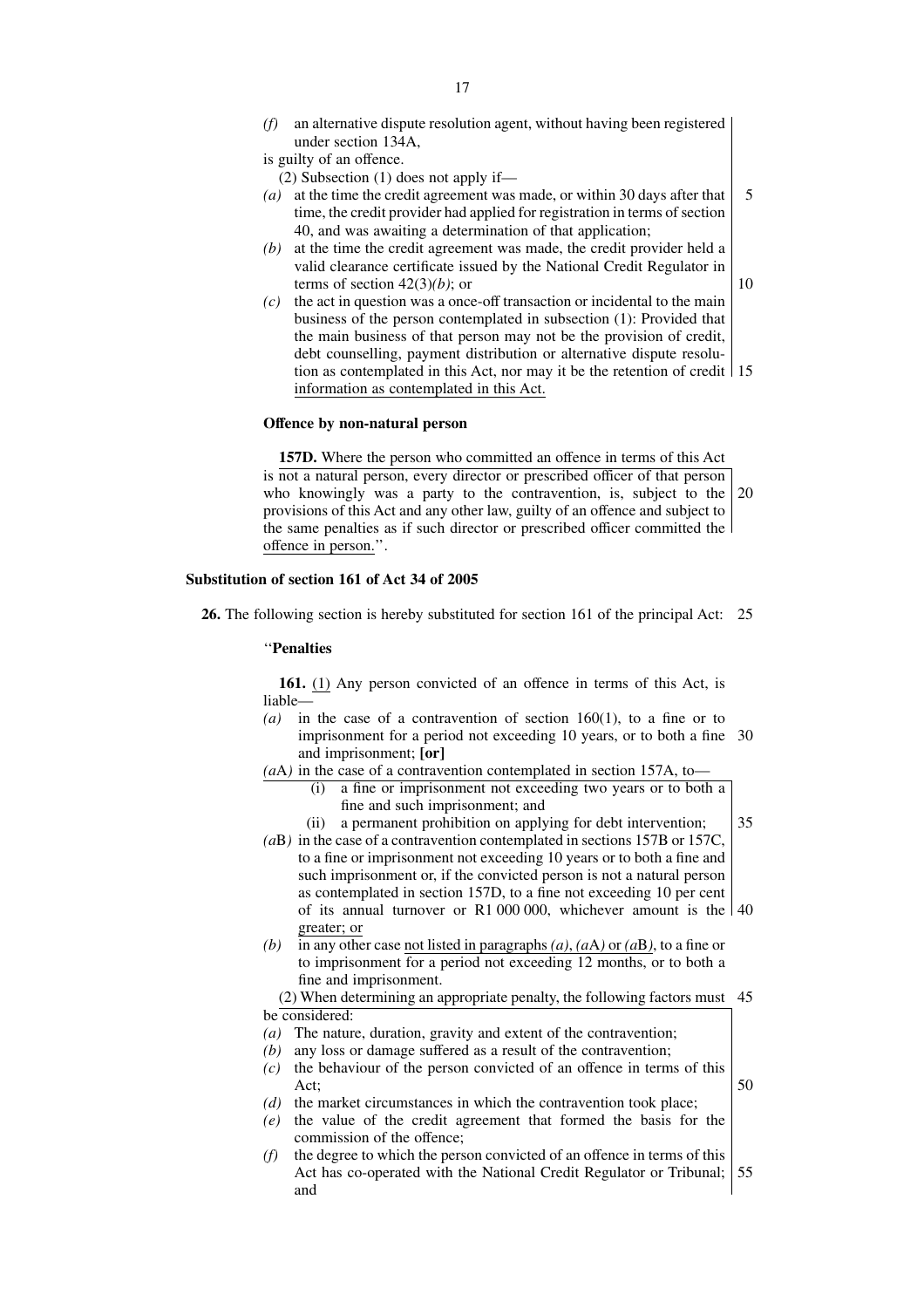*(f)* an alternative dispute resolution agent, without having been registered under section 134A,

is guilty of an offence.

(2) Subsection (1) does not apply if—

*(a)* at the time the credit agreement was made, or within 30 days after that time, the credit provider had applied for registration in terms of section 40, and was awaiting a determination of that application;

*(b)* at the time the credit agreement was made, the credit provider held a valid clearance certificate issued by the National Credit Regulator in terms of section 42(3)*(b)*; or

*(c)* the act in question was a once-off transaction or incidental to the main business of the person contemplated in subsection (1): Provided that the main business of that person may not be the provision of credit, debt counselling, payment distribution or alternative dispute resolution as contemplated in this Act, nor may it be the retention of credit information as contemplated in this Act.

**Offence by non-natural person**

**157D.** Where the person who committed an offence in terms of this Act is not a natural person, every director or prescribed officer of that person who knowingly was a party to the contravention, is, subject to the provisions of this Act and any other law, guilty of an offence and subject to the same penalties as if such director or prescribed officer committed the offence in person.''.

**Substitution of section 161 of Act 34 of 2005**

**26.** The following section is hereby substituted for section 161 of the principal Act:

''**Penalties**

**161.** (1) Any person convicted of an offence in terms of this Act, is liable—

*(a)* in the case of a contravention of section 160(1), to a fine or to imprisonment for a period not exceeding 10 years, or to both a fine and imprisonment; **[or]**

*(a*A*)* in the case of a contravention contemplated in section 157A, to—

(i) a fine or imprisonment not exceeding two years or to both a fine and such imprisonment; and

(ii) a permanent prohibition on applying for debt intervention;

*(a*B*)* in the case of a contravention contemplated in sections 157B or 157C, to a fine or imprisonment not exceeding 10 years or to both a fine and such imprisonment or, if the convicted person is not a natural person as contemplated in section 157D, to a fine not exceeding 10 per cent of its annual turnover or R1 000 000, whichever amount is the greater; or

*(b)* in any other case not listed in paragraphs *(a)*, *(a*A*)* or *(a*B*)*, to a fine or to imprisonment for a period not exceeding 12 months, or to both a fine and imprisonment.

(2) When determining an appropriate penalty, the following factors must be considered:

*(a)* The nature, duration, gravity and extent of the contravention;

*(b)* any loss or damage suffered as a result of the contravention;

*(c)* the behaviour of the person convicted of an offence in terms of this Act;

*(d)* the market circumstances in which the contravention took place;

*(e)* the value of the credit agreement that formed the basis for the commission of the offence;

*(f)* the degree to which the person convicted of an offence in terms of this Act has co-operated with the National Credit Regulator or Tribunal; and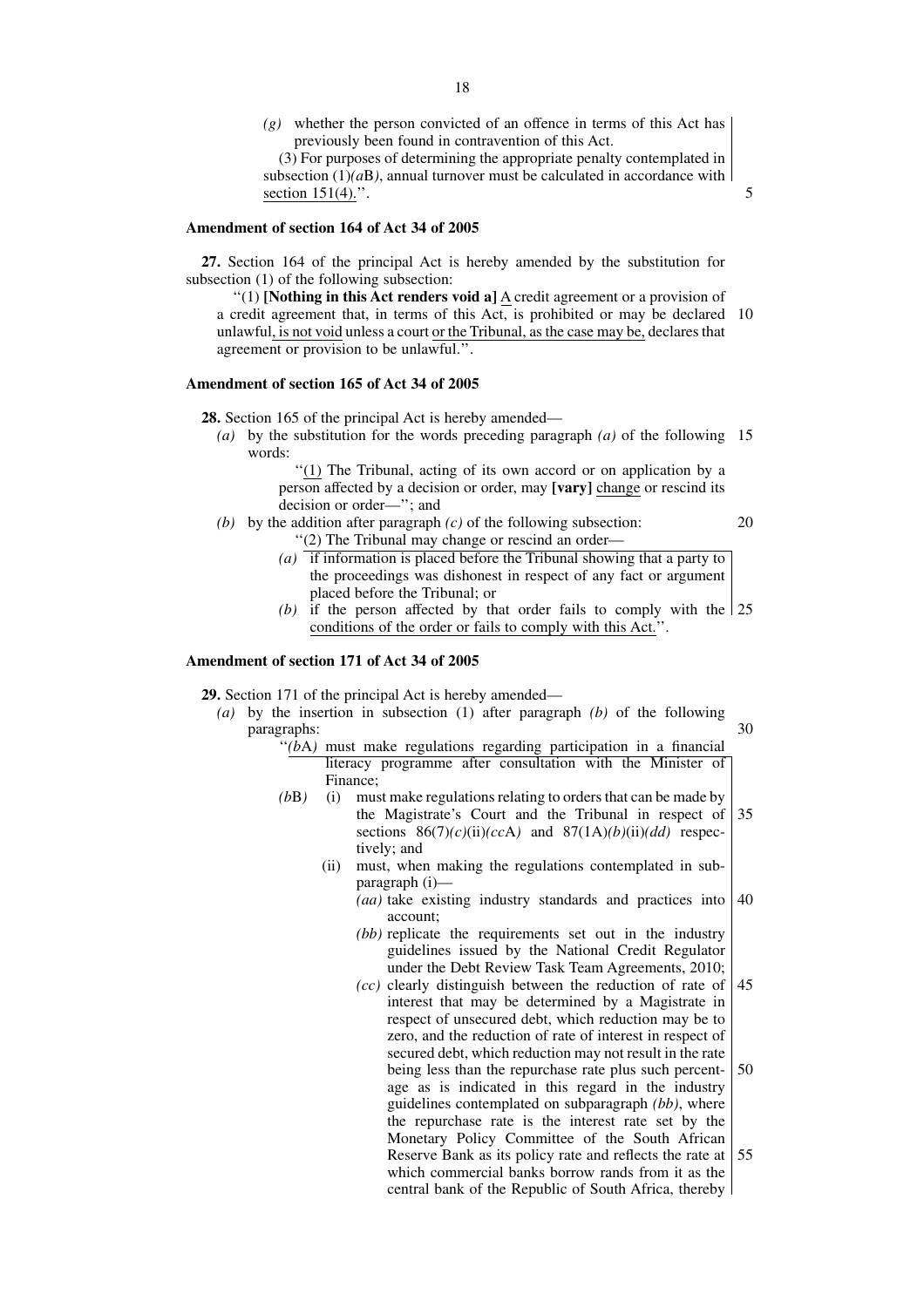*(g)* whether the person convicted of an offence in terms of this Act has previously been found in contravention of this Act.

(3) For purposes of determining the appropriate penalty contemplated in subsection (1)*(a*B*)*, annual turnover must be calculated in accordance with section 151(4).''.

**Amendment of section 164 of Act 34 of 2005**

**27.** Section 164 of the principal Act is hereby amended by the substitution for subsection (1) of the following subsection:

''(1) **[Nothing in this Act renders void a]** A credit agreement or a provision of a credit agreement that, in terms of this Act, is prohibited or may be declared unlawful, is not void unless a court or the Tribunal, as the case may be, declares that agreement or provision to be unlawful.''.

**Amendment of section 165 of Act 34 of 2005**

**28.** Section 165 of the principal Act is hereby amended—

*(a)* by the substitution for the words preceding paragraph *(a)* of the following words:

''(1) The Tribunal, acting of its own accord or on application by a person affected by a decision or order, may **[vary]** change or rescind its decision or order—''; and

*(b)* by the addition after paragraph *(c)* of the following subsection:

''(2) The Tribunal may change or rescind an order—

*(a)* if information is placed before the Tribunal showing that a party to the proceedings was dishonest in respect of any fact or argument placed before the Tribunal; or

*(b)* if the person affected by that order fails to comply with the conditions of the order or fails to comply with this Act.''.

**Amendment of section 171 of Act 34 of 2005**

**29.** Section 171 of the principal Act is hereby amended—

*(a)* by the insertion in subsection (1) after paragraph *(b)* of the following paragraphs:

''*(b*A*)* must make regulations regarding participation in a financial literacy programme after consultation with the Minister of Finance;

*(b*B*)* (i) must make regulations relating to orders that can be made by the Magistrate's Court and the Tribunal in respect of sections 86(7)*(c)*(ii)*(cc*A*)* and 87(1A)*(b)*(ii)*(dd)* respectively; and

(ii) must, when making the regulations contemplated in subparagraph (i)—

*(aa)* take existing industry standards and practices into account;

*(bb)* replicate the requirements set out in the industry guidelines issued by the National Credit Regulator under the Debt Review Task Team Agreements, 2010;

*(cc)* clearly distinguish between the reduction of rate of interest that may be determined by a Magistrate in respect of unsecured debt, which reduction may be to zero, and the reduction of rate of interest in respect of secured debt, which reduction may not result in the rate being less than the repurchase rate plus such percentage as is indicated in this regard in the industry guidelines contemplated on subparagraph *(bb)*, where the repurchase rate is the interest rate set by the Monetary Policy Committee of the South African Reserve Bank as its policy rate and reflects the rate at which commercial banks borrow rands from it as the central bank of the Republic of South Africa, thereby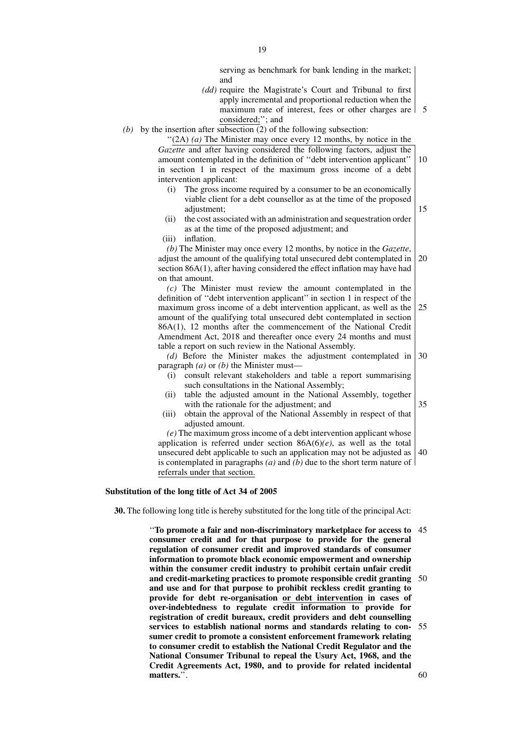serving as benchmark for bank lending in the market; and

*(dd)* require the Magistrate's Court and Tribunal to first apply incremental and proportional reduction when the maximum rate of interest, fees or other charges are considered;''; and

*(b)* by the insertion after subsection (2) of the following subsection:

''(2A) *(a)* The Minister may once every 12 months, by notice in the *Gazette* and after having considered the following factors, adjust the amount contemplated in the definition of ''debt intervention applicant'' in section 1 in respect of the maximum gross income of a debt intervention applicant:

(i) The gross income required by a consumer to be an economically viable client for a debt counsellor as at the time of the proposed adjustment;

(ii) the cost associated with an administration and sequestration order as at the time of the proposed adjustment; and

(iii) inflation.

*(b)* The Minister may once every 12 months, by notice in the *Gazette*, adjust the amount of the qualifying total unsecured debt contemplated in section 86A(1), after having considered the effect inflation may have had on that amount.

*(c)* The Minister must review the amount contemplated in the definition of ''debt intervention applicant'' in section 1 in respect of the maximum gross income of a debt intervention applicant, as well as the amount of the qualifying total unsecured debt contemplated in section 86A(1), 12 months after the commencement of the National Credit Amendment Act, 2018 and thereafter once every 24 months and must table a report on such review in the National Assembly.

*(d)* Before the Minister makes the adjustment contemplated in paragraph *(a)* or *(b)* the Minister must—

(i) consult relevant stakeholders and table a report summarising such consultations in the National Assembly;

(ii) table the adjusted amount in the National Assembly, together with the rationale for the adjustment; and

(iii) obtain the approval of the National Assembly in respect of that adjusted amount.

*(e)* The maximum gross income of a debt intervention applicant whose application is referred under section 86A(6)*(e)*, as well as the total unsecured debt applicable to such an application may not be adjusted as is contemplated in paragraphs *(a)* and *(b)* due to the short term nature of referrals under that section.

**Substitution of the long title of Act 34 of 2005**

**30.** The following long title is hereby substituted for the long title of the principal Act:

''**To promote a fair and non-discriminatory marketplace for access to consumer credit and for that purpose to provide for the general regulation of consumer credit and improved standards of consumer information to promote black economic empowerment and ownership within the consumer credit industry to prohibit certain unfair credit and credit-marketing practices to promote responsible credit granting and use and for that purpose to prohibit reckless credit granting to provide for debt re-organisation or debt intervention in cases of over-indebtedness to regulate credit information to provide for registration of credit bureaux, credit providers and debt counselling services to establish national norms and standards relating to consumer credit to promote a consistent enforcement framework relating to consumer credit to establish the National Credit Regulator and the National Consumer Tribunal to repeal the Usury Act, 1968, and the Credit Agreements Act, 1980, and to provide for related incidental matters.**''.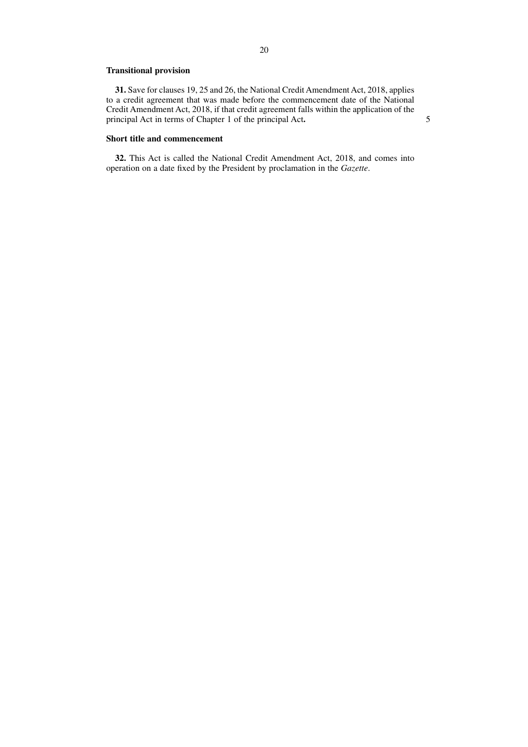**Transitional provision**

**31.** Save for clauses 19, 25 and 26, the National Credit Amendment Act, 2018, applies to a credit agreement that was made before the commencement date of the National Credit Amendment Act, 2018, if that credit agreement falls within the application of the principal Act in terms of Chapter 1 of the principal Act**.**

**Short title and commencement**

**32.** This Act is called the National Credit Amendment Act, 2018, and comes into operation on a date fixed by the President by proclamation in the *Gazette*.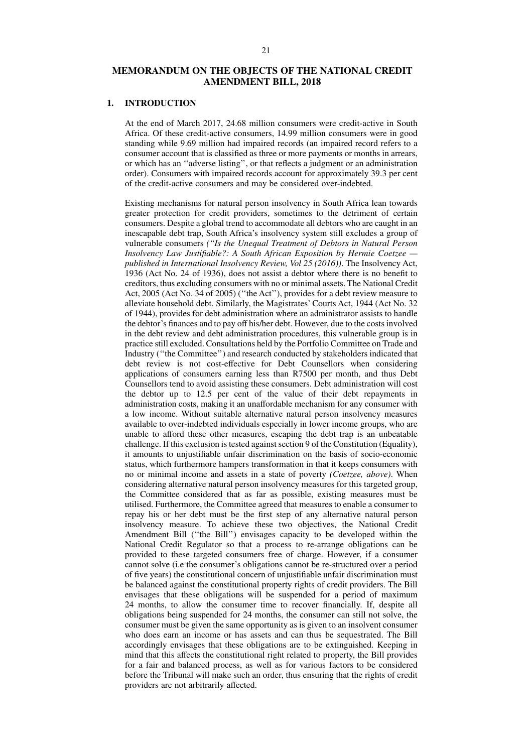## MEMORANDUM ON THE OBJECTS OF THE NATIONAL CREDIT AMENDMENT BILL, 2018

### 1. INTRODUCTION

At the end of March 2017, 24.68 million consumers were credit-active in South Africa. Of these credit-active consumers, 14.99 million consumers were in good standing while 9.69 million had impaired records (an impaired record refers to a consumer account that is classified as three or more payments or months in arrears, or which has an ''adverse listing'', or that reflects a judgment or an administration order). Consumers with impaired records account for approximately 39.3 per cent of the credit-active consumers and may be considered over-indebted.

Existing mechanisms for natural person insolvency in South Africa lean towards greater protection for credit providers, sometimes to the detriment of certain consumers. Despite a global trend to accommodate all debtors who are caught in an inescapable debt trap, South Africa's insolvency system still excludes a group of vulnerable consumers *(''Is the Unequal Treatment of Debtors in Natural Person Insolvency Law Justifiable?: A South African Exposition by Hermie Coetzee — published in International Insolvency Review, Vol 25 (2016))*. The Insolvency Act, 1936 (Act No. 24 of 1936), does not assist a debtor where there is no benefit to creditors, thus excluding consumers with no or minimal assets. The National Credit Act, 2005 (Act No. 34 of 2005) (''the Act''), provides for a debt review measure to alleviate household debt. Similarly, the Magistrates' Courts Act, 1944 (Act No. 32 of 1944), provides for debt administration where an administrator assists to handle the debtor's finances and to pay off his/her debt. However, due to the costs involved in the debt review and debt administration procedures, this vulnerable group is in practice still excluded. Consultations held by the Portfolio Committee on Trade and Industry (''the Committee'') and research conducted by stakeholders indicated that debt review is not cost-effective for Debt Counsellors when considering applications of consumers earning less than R7500 per month, and thus Debt Counsellors tend to avoid assisting these consumers. Debt administration will cost the debtor up to 12.5 per cent of the value of their debt repayments in administration costs, making it an unaffordable mechanism for any consumer with a low income. Without suitable alternative natural person insolvency measures available to over-indebted individuals especially in lower income groups, who are unable to afford these other measures, escaping the debt trap is an unbeatable challenge. If this exclusion is tested against section 9 of the Constitution (Equality), it amounts to unjustifiable unfair discrimination on the basis of socio-economic status, which furthermore hampers transformation in that it keeps consumers with no or minimal income and assets in a state of poverty *(Coetzee, above)*. When considering alternative natural person insolvency measures for this targeted group, the Committee considered that as far as possible, existing measures must be utilised. Furthermore, the Committee agreed that measures to enable a consumer to repay his or her debt must be the first step of any alternative natural person insolvency measure. To achieve these two objectives, the National Credit Amendment Bill (''the Bill'') envisages capacity to be developed within the National Credit Regulator so that a process to re-arrange obligations can be provided to these targeted consumers free of charge. However, if a consumer cannot solve (i.e the consumer's obligations cannot be re-structured over a period of five years) the constitutional concern of unjustifiable unfair discrimination must be balanced against the constitutional property rights of credit providers. The Bill envisages that these obligations will be suspended for a period of maximum 24 months, to allow the consumer time to recover financially. If, despite all obligations being suspended for 24 months, the consumer can still not solve, the consumer must be given the same opportunity as is given to an insolvent consumer who does earn an income or has assets and can thus be sequestrated. The Bill accordingly envisages that these obligations are to be extinguished. Keeping in mind that this affects the constitutional right related to property, the Bill provides for a fair and balanced process, as well as for various factors to be considered before the Tribunal will make such an order, thus ensuring that the rights of credit providers are not arbitrarily affected.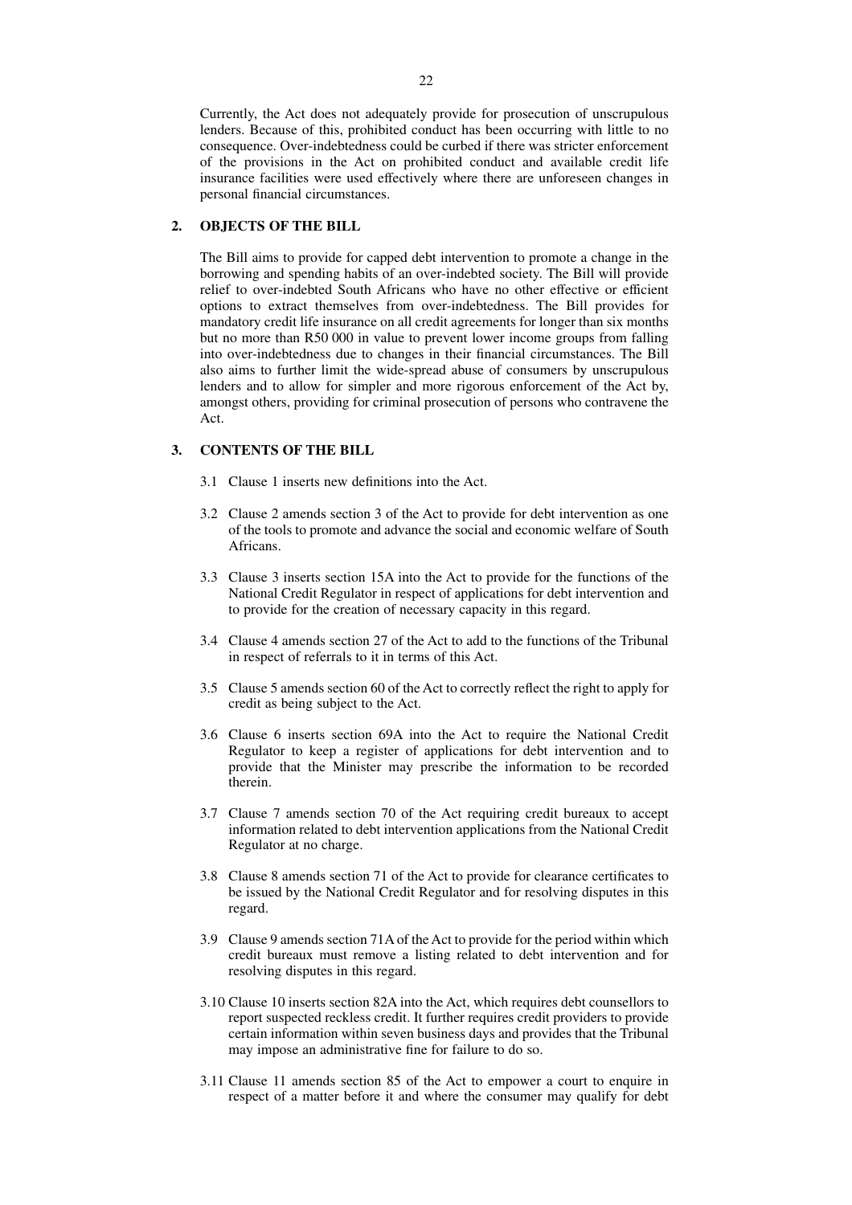Currently, the Act does not adequately provide for prosecution of unscrupulous lenders. Because of this, prohibited conduct has been occurring with little to no consequence. Over-indebtedness could be curbed if there was stricter enforcement of the provisions in the Act on prohibited conduct and available credit life insurance facilities were used effectively where there are unforeseen changes in personal financial circumstances.

## 2. OBJECTS OF THE BILL

The Bill aims to provide for capped debt intervention to promote a change in the borrowing and spending habits of an over-indebted society. The Bill will provide relief to over-indebted South Africans who have no other effective or efficient options to extract themselves from over-indebtedness. The Bill provides for mandatory credit life insurance on all credit agreements for longer than six months but no more than R50 000 in value to prevent lower income groups from falling into over-indebtedness due to changes in their financial circumstances. The Bill also aims to further limit the wide-spread abuse of consumers by unscrupulous lenders and to allow for simpler and more rigorous enforcement of the Act by, amongst others, providing for criminal prosecution of persons who contravene the Act.

## 3. CONTENTS OF THE BILL

3.1 Clause 1 inserts new definitions into the Act.

3.2 Clause 2 amends section 3 of the Act to provide for debt intervention as one of the tools to promote and advance the social and economic welfare of South Africans.

3.3 Clause 3 inserts section 15A into the Act to provide for the functions of the National Credit Regulator in respect of applications for debt intervention and to provide for the creation of necessary capacity in this regard.

3.4 Clause 4 amends section 27 of the Act to add to the functions of the Tribunal in respect of referrals to it in terms of this Act.

3.5 Clause 5 amends section 60 of the Act to correctly reflect the right to apply for credit as being subject to the Act.

3.6 Clause 6 inserts section 69A into the Act to require the National Credit Regulator to keep a register of applications for debt intervention and to provide that the Minister may prescribe the information to be recorded therein.

3.7 Clause 7 amends section 70 of the Act requiring credit bureaux to accept information related to debt intervention applications from the National Credit Regulator at no charge.

3.8 Clause 8 amends section 71 of the Act to provide for clearance certificates to be issued by the National Credit Regulator and for resolving disputes in this regard.

3.9 Clause 9 amends section 71A of the Act to provide for the period within which credit bureaux must remove a listing related to debt intervention and for resolving disputes in this regard.

3.10 Clause 10 inserts section 82A into the Act, which requires debt counsellors to report suspected reckless credit. It further requires credit providers to provide certain information within seven business days and provides that the Tribunal may impose an administrative fine for failure to do so.

3.11 Clause 11 amends section 85 of the Act to empower a court to enquire in respect of a matter before it and where the consumer may qualify for debt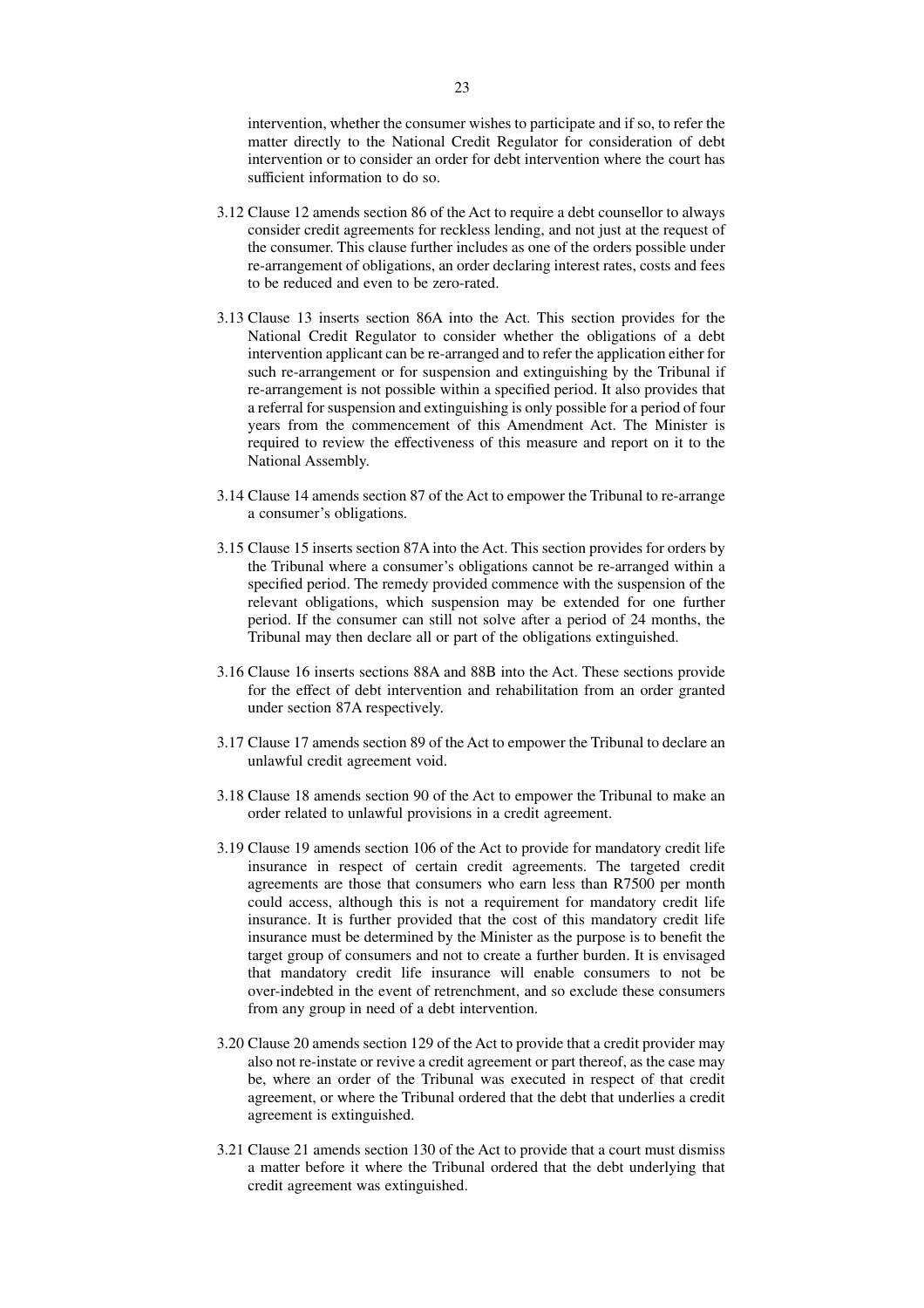intervention, whether the consumer wishes to participate and if so, to refer the matter directly to the National Credit Regulator for consideration of debt intervention or to consider an order for debt intervention where the court has sufficient information to do so.

3.12 Clause 12 amends section 86 of the Act to require a debt counsellor to always consider credit agreements for reckless lending, and not just at the request of the consumer. This clause further includes as one of the orders possible under re-arrangement of obligations, an order declaring interest rates, costs and fees to be reduced and even to be zero-rated.

3.13 Clause 13 inserts section 86A into the Act. This section provides for the National Credit Regulator to consider whether the obligations of a debt intervention applicant can be re-arranged and to refer the application either for such re-arrangement or for suspension and extinguishing by the Tribunal if re-arrangement is not possible within a specified period. It also provides that a referral for suspension and extinguishing is only possible for a period of four years from the commencement of this Amendment Act. The Minister is required to review the effectiveness of this measure and report on it to the National Assembly.

3.14 Clause 14 amends section 87 of the Act to empower the Tribunal to re-arrange a consumer's obligations.

3.15 Clause 15 inserts section 87A into the Act. This section provides for orders by the Tribunal where a consumer's obligations cannot be re-arranged within a specified period. The remedy provided commence with the suspension of the relevant obligations, which suspension may be extended for one further period. If the consumer can still not solve after a period of 24 months, the Tribunal may then declare all or part of the obligations extinguished.

3.16 Clause 16 inserts sections 88A and 88B into the Act. These sections provide for the effect of debt intervention and rehabilitation from an order granted under section 87A respectively.

3.17 Clause 17 amends section 89 of the Act to empower the Tribunal to declare an unlawful credit agreement void.

3.18 Clause 18 amends section 90 of the Act to empower the Tribunal to make an order related to unlawful provisions in a credit agreement.

3.19 Clause 19 amends section 106 of the Act to provide for mandatory credit life insurance in respect of certain credit agreements. The targeted credit agreements are those that consumers who earn less than R7500 per month could access, although this is not a requirement for mandatory credit life insurance. It is further provided that the cost of this mandatory credit life insurance must be determined by the Minister as the purpose is to benefit the target group of consumers and not to create a further burden. It is envisaged that mandatory credit life insurance will enable consumers to not be over-indebted in the event of retrenchment, and so exclude these consumers from any group in need of a debt intervention.

3.20 Clause 20 amends section 129 of the Act to provide that a credit provider may also not re-instate or revive a credit agreement or part thereof, as the case may be, where an order of the Tribunal was executed in respect of that credit agreement, or where the Tribunal ordered that the debt that underlies a credit agreement is extinguished.

3.21 Clause 21 amends section 130 of the Act to provide that a court must dismiss a matter before it where the Tribunal ordered that the debt underlying that credit agreement was extinguished.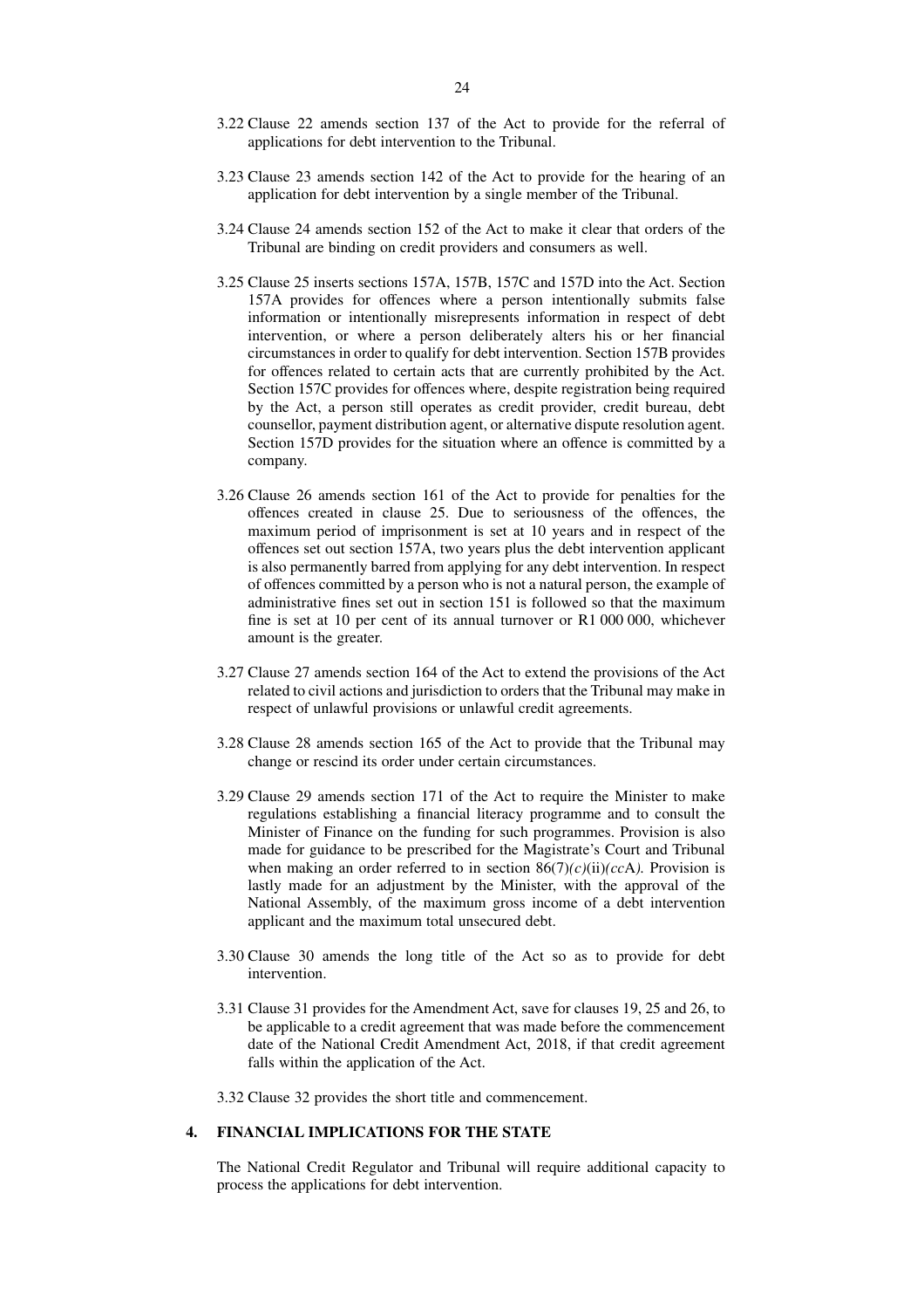3.22 Clause 22 amends section 137 of the Act to provide for the referral of applications for debt intervention to the Tribunal.

3.23 Clause 23 amends section 142 of the Act to provide for the hearing of an application for debt intervention by a single member of the Tribunal.

3.24 Clause 24 amends section 152 of the Act to make it clear that orders of the Tribunal are binding on credit providers and consumers as well.

3.25 Clause 25 inserts sections 157A, 157B, 157C and 157D into the Act. Section 157A provides for offences where a person intentionally submits false information or intentionally misrepresents information in respect of debt intervention, or where a person deliberately alters his or her financial circumstances in order to qualify for debt intervention. Section 157B provides for offences related to certain acts that are currently prohibited by the Act. Section 157C provides for offences where, despite registration being required by the Act, a person still operates as credit provider, credit bureau, debt counsellor, payment distribution agent, or alternative dispute resolution agent. Section 157D provides for the situation where an offence is committed by a company.

3.26 Clause 26 amends section 161 of the Act to provide for penalties for the offences created in clause 25. Due to seriousness of the offences, the maximum period of imprisonment is set at 10 years and in respect of the offences set out section 157A, two years plus the debt intervention applicant is also permanently barred from applying for any debt intervention. In respect of offences committed by a person who is not a natural person, the example of administrative fines set out in section 151 is followed so that the maximum fine is set at 10 per cent of its annual turnover or R1 000 000, whichever amount is the greater.

3.27 Clause 27 amends section 164 of the Act to extend the provisions of the Act related to civil actions and jurisdiction to orders that the Tribunal may make in respect of unlawful provisions or unlawful credit agreements.

3.28 Clause 28 amends section 165 of the Act to provide that the Tribunal may change or rescind its order under certain circumstances.

3.29 Clause 29 amends section 171 of the Act to require the Minister to make regulations establishing a financial literacy programme and to consult the Minister of Finance on the funding for such programmes. Provision is also made for guidance to be prescribed for the Magistrate's Court and Tribunal when making an order referred to in section 86(7)*(c)*(ii)*(cc*A*)*. Provision is lastly made for an adjustment by the Minister, with the approval of the National Assembly, of the maximum gross income of a debt intervention applicant and the maximum total unsecured debt.

3.30 Clause 30 amends the long title of the Act so as to provide for debt intervention.

3.31 Clause 31 provides for the Amendment Act, save for clauses 19, 25 and 26, to be applicable to a credit agreement that was made before the commencement date of the National Credit Amendment Act, 2018, if that credit agreement falls within the application of the Act.

3.32 Clause 32 provides the short title and commencement.

## 4. FINANCIAL IMPLICATIONS FOR THE STATE

The National Credit Regulator and Tribunal will require additional capacity to process the applications for debt intervention.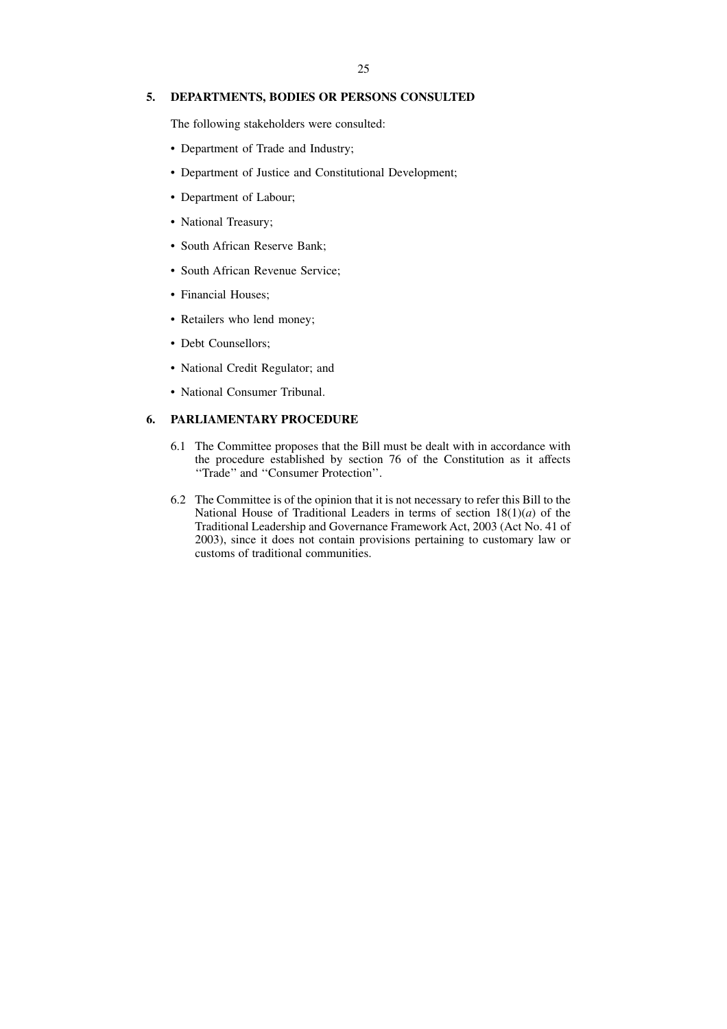## 5. DEPARTMENTS, BODIES OR PERSONS CONSULTED

The following stakeholders were consulted:

- Department of Trade and Industry;
- Department of Justice and Constitutional Development;
- Department of Labour;
- National Treasury;
- South African Reserve Bank;
- South African Revenue Service;
- Financial Houses;
- Retailers who lend money;
- Debt Counsellors;
- National Credit Regulator; and
- National Consumer Tribunal.

## 6. PARLIAMENTARY PROCEDURE

6.1 The Committee proposes that the Bill must be dealt with in accordance with the procedure established by section 76 of the Constitution as it affects ''Trade'' and ''Consumer Protection''.

6.2 The Committee is of the opinion that it is not necessary to refer this Bill to the National House of Traditional Leaders in terms of section 18(1)(*a*) of the Traditional Leadership and Governance Framework Act, 2003 (Act No. 41 of 2003), since it does not contain provisions pertaining to customary law or customs of traditional communities.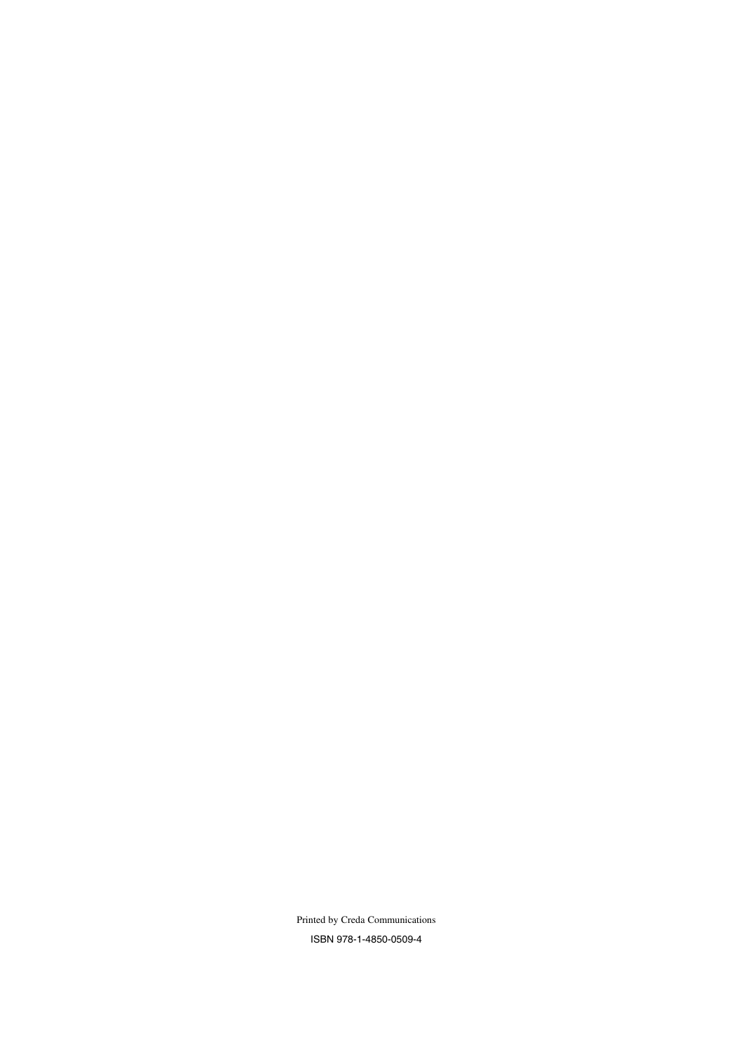Printed by Creda Communications

ISBN 978-1-4850-0509-4